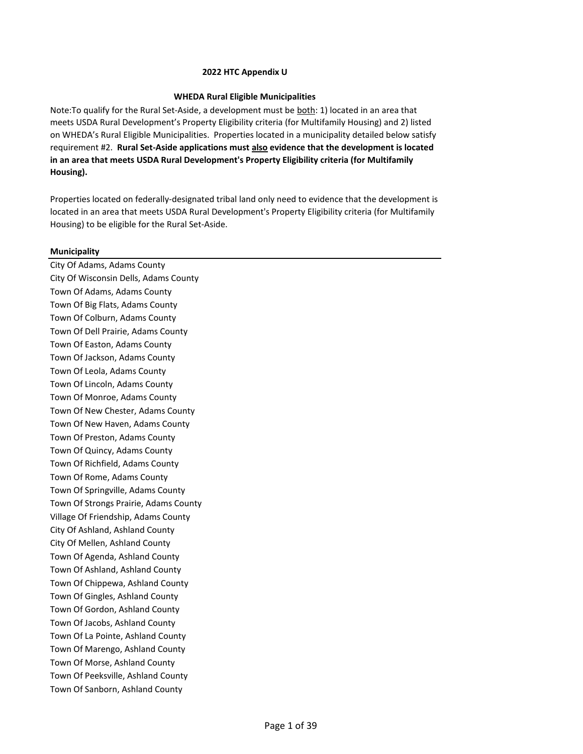## 2022 HTC Appendix U

### WHEDA Rural Eligible Municipalities

Note:To qualify for the Rural Set-Aside, a development must be both: 1) located in an area that meets USDA Rural Development's Property Eligibility criteria (for Multifamily Housing) and 2) listed on WHEDA's Rural Eligible Municipalities. Properties located in a municipality detailed below satisfy requirement #2. **Rural Set-Aside applications must also evidence that the development is located in an area that meets USDA Rural Development's Property Eligibility criteria (for Multifamily Housing).**

Properties located on federally-designated tribal land only need to evidence that the development is located in an area that meets USDA Rural Development's Property Eligibility criteria (for Multifamily Housing) to be eligible for the Rural Set-Aside.

| Municipality |
|---|
| City Of Adams, Adams County |
| City Of Wisconsin Dells, Adams County |
| Town Of Adams, Adams County |
| Town Of Big Flats, Adams County |
| Town Of Colburn, Adams County |
| Town Of Dell Prairie, Adams County |
| Town Of Easton, Adams County |
| Town Of Jackson, Adams County |
| Town Of Leola, Adams County |
| Town Of Lincoln, Adams County |
| Town Of Monroe, Adams County |
| Town Of New Chester, Adams County |
| Town Of New Haven, Adams County |
| Town Of Preston, Adams County |
| Town Of Quincy, Adams County |
| Town Of Richfield, Adams County |
| Town Of Rome, Adams County |
| Town Of Springville, Adams County |
| Town Of Strongs Prairie, Adams County |
| Village Of Friendship, Adams County |
| City Of Ashland, Ashland County |
| City Of Mellen, Ashland County |
| Town Of Agenda, Ashland County |
| Town Of Ashland, Ashland County |
| Town Of Chippewa, Ashland County |
| Town Of Gingles, Ashland County |
| Town Of Gordon, Ashland County |
| Town Of Jacobs, Ashland County |
| Town Of La Pointe, Ashland County |
| Town Of Marengo, Ashland County |
| Town Of Morse, Ashland County |
| Town Of Peeksville, Ashland County |
| Town Of Sanborn, Ashland County |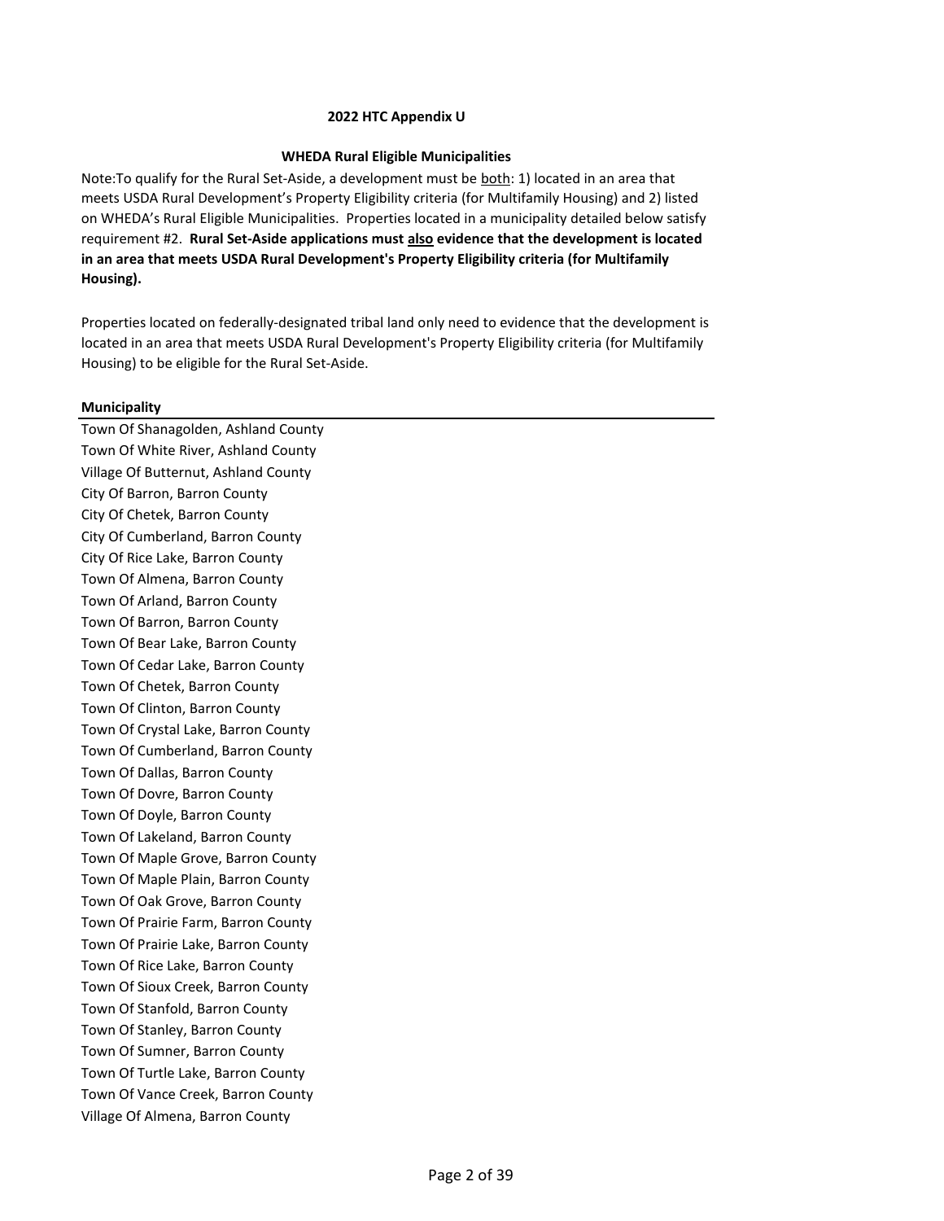**2022 HTC Appendix U**

**WHEDA Rural Eligible Municipalities**

Note:To qualify for the Rural Set-Aside, a development must be <u>both</u>: 1) located in an area that meets USDA Rural Development's Property Eligibility criteria (for Multifamily Housing) and 2) listed on WHEDA's Rural Eligible Municipalities. Properties located in a municipality detailed below satisfy requirement #2. **Rural Set-Aside applications must <u>also</u> evidence that the development is located in an area that meets USDA Rural Development's Property Eligibility criteria (for Multifamily Housing).**

Properties located on federally-designated tribal land only need to evidence that the development is located in an area that meets USDA Rural Development's Property Eligibility criteria (for Multifamily Housing) to be eligible for the Rural Set-Aside.

| **Municipality** |
| --- |
| Town Of Shanagolden, Ashland County |
| Town Of White River, Ashland County |
| Village Of Butternut, Ashland County |
| City Of Barron, Barron County |
| City Of Chetek, Barron County |
| City Of Cumberland, Barron County |
| City Of Rice Lake, Barron County |
| Town Of Almena, Barron County |
| Town Of Arland, Barron County |
| Town Of Barron, Barron County |
| Town Of Bear Lake, Barron County |
| Town Of Cedar Lake, Barron County |
| Town Of Chetek, Barron County |
| Town Of Clinton, Barron County |
| Town Of Crystal Lake, Barron County |
| Town Of Cumberland, Barron County |
| Town Of Dallas, Barron County |
| Town Of Dovre, Barron County |
| Town Of Doyle, Barron County |
| Town Of Lakeland, Barron County |
| Town Of Maple Grove, Barron County |
| Town Of Maple Plain, Barron County |
| Town Of Oak Grove, Barron County |
| Town Of Prairie Farm, Barron County |
| Town Of Prairie Lake, Barron County |
| Town Of Rice Lake, Barron County |
| Town Of Sioux Creek, Barron County |
| Town Of Stanfold, Barron County |
| Town Of Stanley, Barron County |
| Town Of Sumner, Barron County |
| Town Of Turtle Lake, Barron County |
| Town Of Vance Creek, Barron County |
| Village Of Almena, Barron County |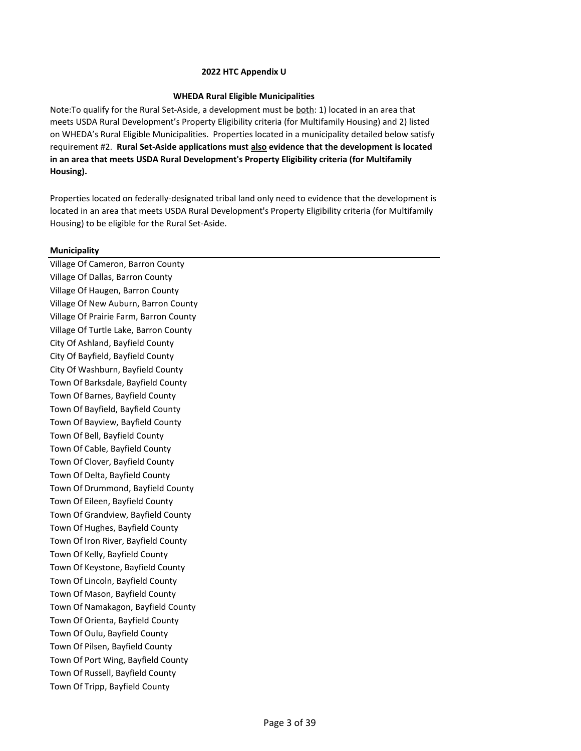**2022 HTC Appendix U**

**WHEDA Rural Eligible Municipalities**

Note:To qualify for the Rural Set-Aside, a development must be both: 1) located in an area that meets USDA Rural Development's Property Eligibility criteria (for Multifamily Housing) and 2) listed on WHEDA's Rural Eligible Municipalities. Properties located in a municipality detailed below satisfy requirement #2. **Rural Set-Aside applications must also evidence that the development is located in an area that meets USDA Rural Development's Property Eligibility criteria (for Multifamily Housing).**

Properties located on federally-designated tribal land only need to evidence that the development is located in an area that meets USDA Rural Development's Property Eligibility criteria (for Multifamily Housing) to be eligible for the Rural Set-Aside.

| Municipality |
|---|
| Village Of Cameron, Barron County |
| Village Of Dallas, Barron County |
| Village Of Haugen, Barron County |
| Village Of New Auburn, Barron County |
| Village Of Prairie Farm, Barron County |
| Village Of Turtle Lake, Barron County |
| City Of Ashland, Bayfield County |
| City Of Bayfield, Bayfield County |
| City Of Washburn, Bayfield County |
| Town Of Barksdale, Bayfield County |
| Town Of Barnes, Bayfield County |
| Town Of Bayfield, Bayfield County |
| Town Of Bayview, Bayfield County |
| Town Of Bell, Bayfield County |
| Town Of Cable, Bayfield County |
| Town Of Clover, Bayfield County |
| Town Of Delta, Bayfield County |
| Town Of Drummond, Bayfield County |
| Town Of Eileen, Bayfield County |
| Town Of Grandview, Bayfield County |
| Town Of Hughes, Bayfield County |
| Town Of Iron River, Bayfield County |
| Town Of Kelly, Bayfield County |
| Town Of Keystone, Bayfield County |
| Town Of Lincoln, Bayfield County |
| Town Of Mason, Bayfield County |
| Town Of Namakagon, Bayfield County |
| Town Of Orienta, Bayfield County |
| Town Of Oulu, Bayfield County |
| Town Of Pilsen, Bayfield County |
| Town Of Port Wing, Bayfield County |
| Town Of Russell, Bayfield County |
| Town Of Tripp, Bayfield County |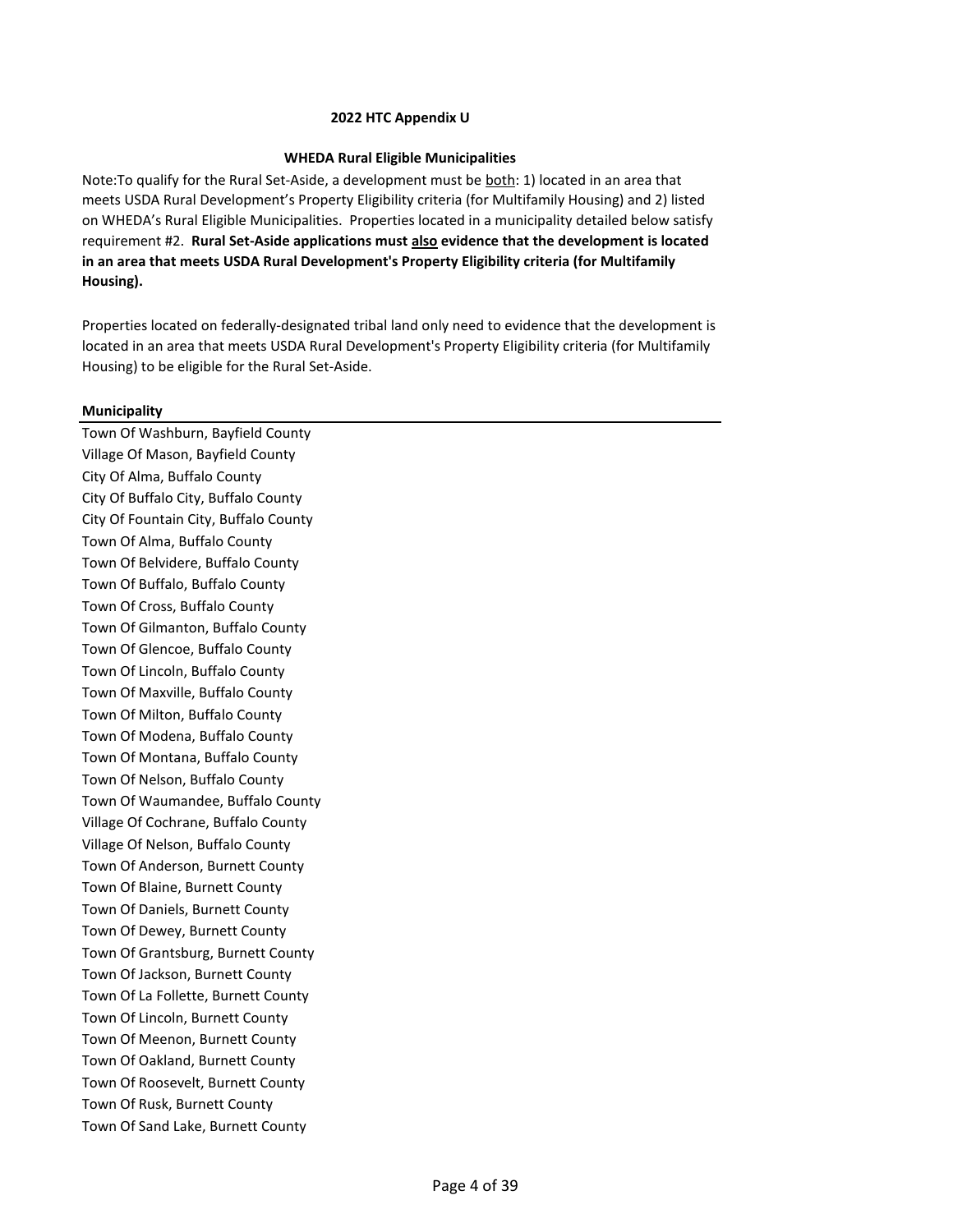**2022 HTC Appendix U**

**WHEDA Rural Eligible Municipalities**

Note:To qualify for the Rural Set-Aside, a development must be both: 1) located in an area that meets USDA Rural Development's Property Eligibility criteria (for Multifamily Housing) and 2) listed on WHEDA's Rural Eligible Municipalities. Properties located in a municipality detailed below satisfy requirement #2. **Rural Set-Aside applications must also evidence that the development is located in an area that meets USDA Rural Development's Property Eligibility criteria (for Multifamily Housing).**

Properties located on federally-designated tribal land only need to evidence that the development is located in an area that meets USDA Rural Development's Property Eligibility criteria (for Multifamily Housing) to be eligible for the Rural Set-Aside.

| Municipality |
|---|
| Town Of Washburn, Bayfield County |
| Village Of Mason, Bayfield County |
| City Of Alma, Buffalo County |
| City Of Buffalo City, Buffalo County |
| City Of Fountain City, Buffalo County |
| Town Of Alma, Buffalo County |
| Town Of Belvidere, Buffalo County |
| Town Of Buffalo, Buffalo County |
| Town Of Cross, Buffalo County |
| Town Of Gilmanton, Buffalo County |
| Town Of Glencoe, Buffalo County |
| Town Of Lincoln, Buffalo County |
| Town Of Maxville, Buffalo County |
| Town Of Milton, Buffalo County |
| Town Of Modena, Buffalo County |
| Town Of Montana, Buffalo County |
| Town Of Nelson, Buffalo County |
| Town Of Waumandee, Buffalo County |
| Village Of Cochrane, Buffalo County |
| Village Of Nelson, Buffalo County |
| Town Of Anderson, Burnett County |
| Town Of Blaine, Burnett County |
| Town Of Daniels, Burnett County |
| Town Of Dewey, Burnett County |
| Town Of Grantsburg, Burnett County |
| Town Of Jackson, Burnett County |
| Town Of La Follette, Burnett County |
| Town Of Lincoln, Burnett County |
| Town Of Meenon, Burnett County |
| Town Of Oakland, Burnett County |
| Town Of Roosevelt, Burnett County |
| Town Of Rusk, Burnett County |
| Town Of Sand Lake, Burnett County |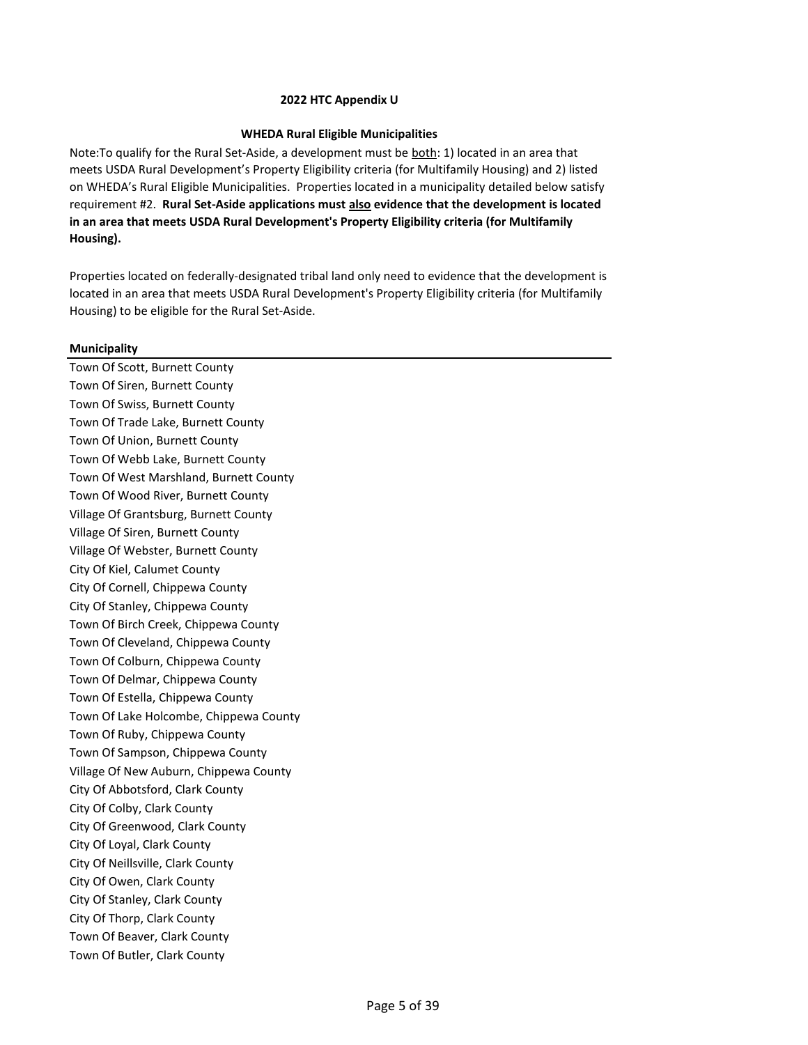**2022 HTC Appendix U**

**WHEDA Rural Eligible Municipalities**

Note:To qualify for the Rural Set-Aside, a development must be both: 1) located in an area that meets USDA Rural Development's Property Eligibility criteria (for Multifamily Housing) and 2) listed on WHEDA's Rural Eligible Municipalities. Properties located in a municipality detailed below satisfy requirement #2. **Rural Set-Aside applications must also evidence that the development is located in an area that meets USDA Rural Development's Property Eligibility criteria (for Multifamily Housing).**

Properties located on federally-designated tribal land only need to evidence that the development is located in an area that meets USDA Rural Development's Property Eligibility criteria (for Multifamily Housing) to be eligible for the Rural Set-Aside.

| **Municipality** |
|---|
| Town Of Scott, Burnett County |
| Town Of Siren, Burnett County |
| Town Of Swiss, Burnett County |
| Town Of Trade Lake, Burnett County |
| Town Of Union, Burnett County |
| Town Of Webb Lake, Burnett County |
| Town Of West Marshland, Burnett County |
| Town Of Wood River, Burnett County |
| Village Of Grantsburg, Burnett County |
| Village Of Siren, Burnett County |
| Village Of Webster, Burnett County |
| City Of Kiel, Calumet County |
| City Of Cornell, Chippewa County |
| City Of Stanley, Chippewa County |
| Town Of Birch Creek, Chippewa County |
| Town Of Cleveland, Chippewa County |
| Town Of Colburn, Chippewa County |
| Town Of Delmar, Chippewa County |
| Town Of Estella, Chippewa County |
| Town Of Lake Holcombe, Chippewa County |
| Town Of Ruby, Chippewa County |
| Town Of Sampson, Chippewa County |
| Village Of New Auburn, Chippewa County |
| City Of Abbotsford, Clark County |
| City Of Colby, Clark County |
| City Of Greenwood, Clark County |
| City Of Loyal, Clark County |
| City Of Neillsville, Clark County |
| City Of Owen, Clark County |
| City Of Stanley, Clark County |
| City Of Thorp, Clark County |
| Town Of Beaver, Clark County |
| Town Of Butler, Clark County |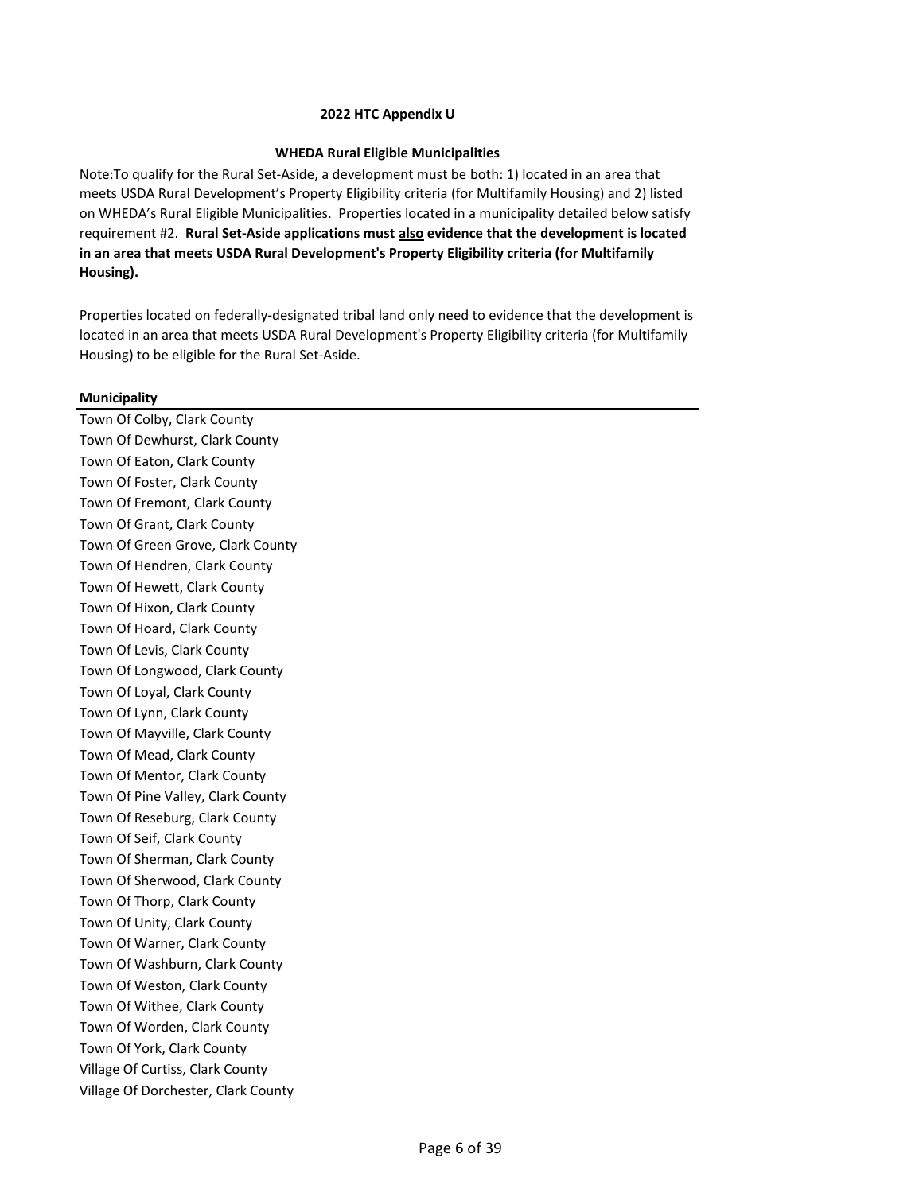**2022 HTC Appendix U**

**WHEDA Rural Eligible Municipalities**

Note:To qualify for the Rural Set-Aside, a development must be both: 1) located in an area that meets USDA Rural Development's Property Eligibility criteria (for Multifamily Housing) and 2) listed on WHEDA's Rural Eligible Municipalities. Properties located in a municipality detailed below satisfy requirement #2. **Rural Set-Aside applications must also evidence that the development is located in an area that meets USDA Rural Development's Property Eligibility criteria (for Multifamily Housing).**

Properties located on federally-designated tribal land only need to evidence that the development is located in an area that meets USDA Rural Development's Property Eligibility criteria (for Multifamily Housing) to be eligible for the Rural Set-Aside.

| **Municipality** |
|---|
| Town Of Colby, Clark County |
| Town Of Dewhurst, Clark County |
| Town Of Eaton, Clark County |
| Town Of Foster, Clark County |
| Town Of Fremont, Clark County |
| Town Of Grant, Clark County |
| Town Of Green Grove, Clark County |
| Town Of Hendren, Clark County |
| Town Of Hewett, Clark County |
| Town Of Hixon, Clark County |
| Town Of Hoard, Clark County |
| Town Of Levis, Clark County |
| Town Of Longwood, Clark County |
| Town Of Loyal, Clark County |
| Town Of Lynn, Clark County |
| Town Of Mayville, Clark County |
| Town Of Mead, Clark County |
| Town Of Mentor, Clark County |
| Town Of Pine Valley, Clark County |
| Town Of Reseburg, Clark County |
| Town Of Seif, Clark County |
| Town Of Sherman, Clark County |
| Town Of Sherwood, Clark County |
| Town Of Thorp, Clark County |
| Town Of Unity, Clark County |
| Town Of Warner, Clark County |
| Town Of Washburn, Clark County |
| Town Of Weston, Clark County |
| Town Of Withee, Clark County |
| Town Of Worden, Clark County |
| Town Of York, Clark County |
| Village Of Curtiss, Clark County |
| Village Of Dorchester, Clark County |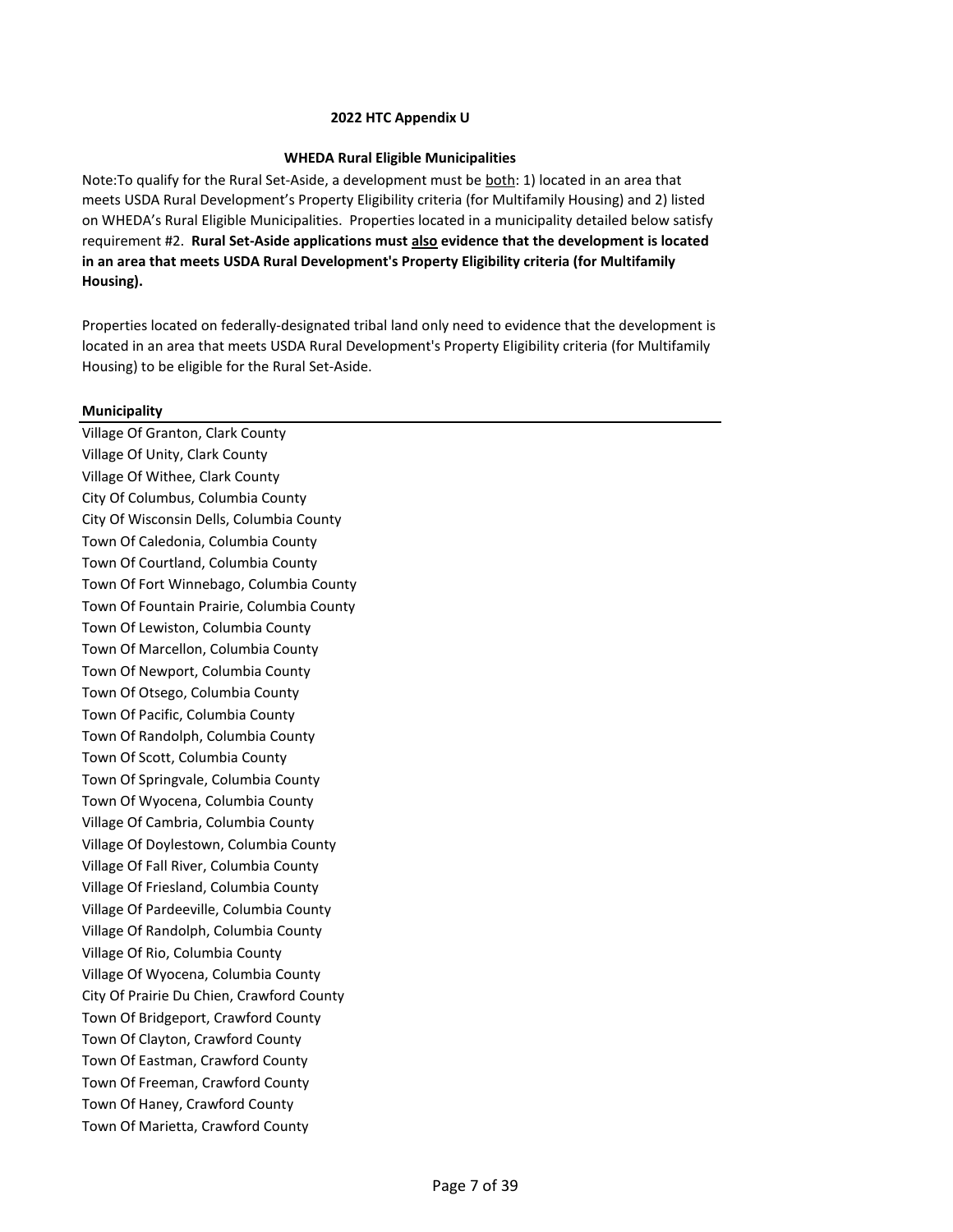**2022 HTC Appendix U**

**WHEDA Rural Eligible Municipalities**

Note:To qualify for the Rural Set-Aside, a development must be <u>both</u>: 1) located in an area that meets USDA Rural Development's Property Eligibility criteria (for Multifamily Housing) and 2) listed on WHEDA's Rural Eligible Municipalities. Properties located in a municipality detailed below satisfy requirement #2. **Rural Set-Aside applications must <u>also</u> evidence that the development is located in an area that meets USDA Rural Development's Property Eligibility criteria (for Multifamily Housing).**

Properties located on federally-designated tribal land only need to evidence that the development is located in an area that meets USDA Rural Development's Property Eligibility criteria (for Multifamily Housing) to be eligible for the Rural Set-Aside.

| **Municipality** |
|---|
| Village Of Granton, Clark County |
| Village Of Unity, Clark County |
| Village Of Withee, Clark County |
| City Of Columbus, Columbia County |
| City Of Wisconsin Dells, Columbia County |
| Town Of Caledonia, Columbia County |
| Town Of Courtland, Columbia County |
| Town Of Fort Winnebago, Columbia County |
| Town Of Fountain Prairie, Columbia County |
| Town Of Lewiston, Columbia County |
| Town Of Marcellon, Columbia County |
| Town Of Newport, Columbia County |
| Town Of Otsego, Columbia County |
| Town Of Pacific, Columbia County |
| Town Of Randolph, Columbia County |
| Town Of Scott, Columbia County |
| Town Of Springvale, Columbia County |
| Town Of Wyocena, Columbia County |
| Village Of Cambria, Columbia County |
| Village Of Doylestown, Columbia County |
| Village Of Fall River, Columbia County |
| Village Of Friesland, Columbia County |
| Village Of Pardeeville, Columbia County |
| Village Of Randolph, Columbia County |
| Village Of Rio, Columbia County |
| Village Of Wyocena, Columbia County |
| City Of Prairie Du Chien, Crawford County |
| Town Of Bridgeport, Crawford County |
| Town Of Clayton, Crawford County |
| Town Of Eastman, Crawford County |
| Town Of Freeman, Crawford County |
| Town Of Haney, Crawford County |
| Town Of Marietta, Crawford County |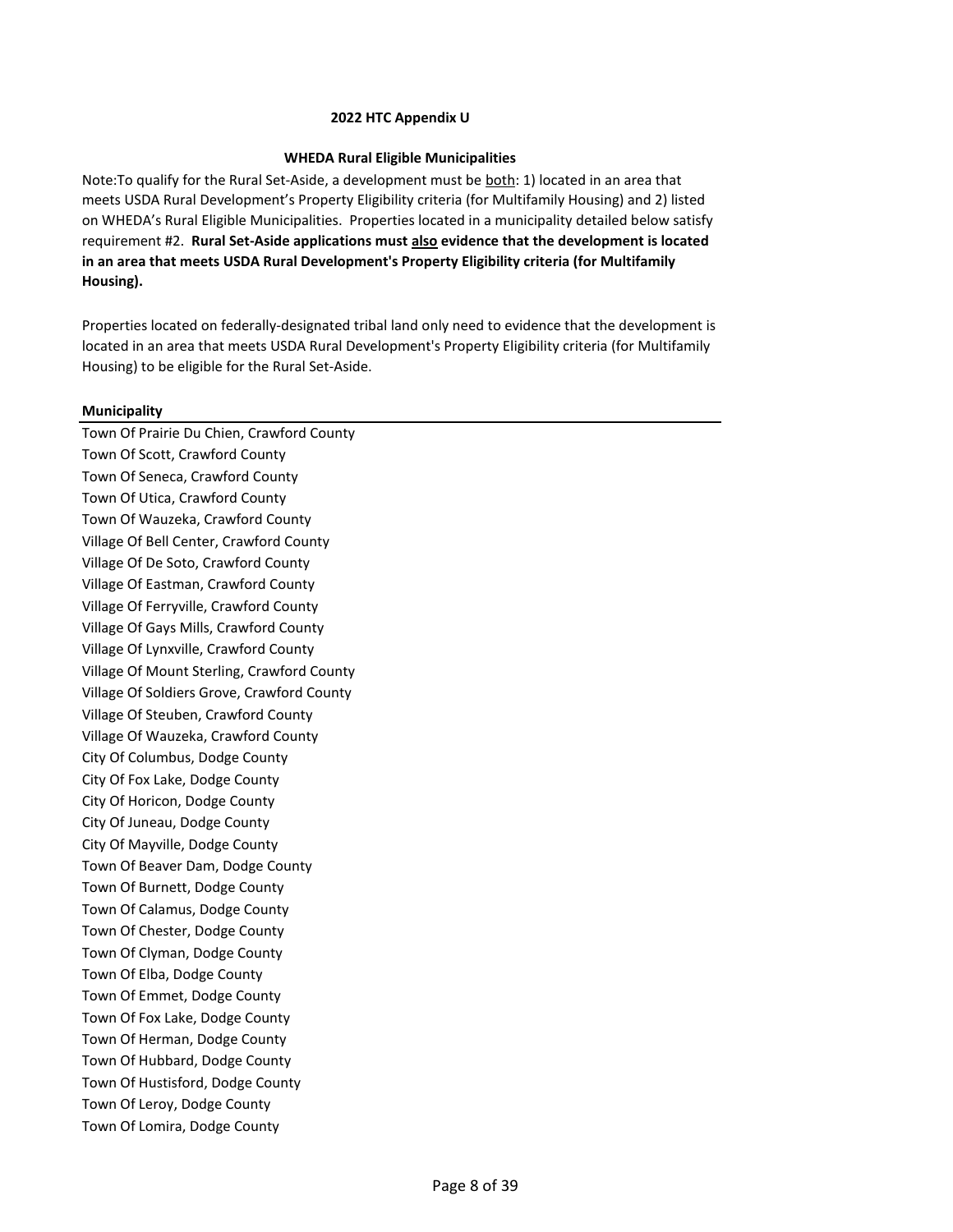**2022 HTC Appendix U**

**WHEDA Rural Eligible Municipalities**

Note:To qualify for the Rural Set-Aside, a development must be <u>both</u>: 1) located in an area that meets USDA Rural Development's Property Eligibility criteria (for Multifamily Housing) and 2) listed on WHEDA's Rural Eligible Municipalities. Properties located in a municipality detailed below satisfy requirement #2. **Rural Set-Aside applications must <u>also</u> evidence that the development is located in an area that meets USDA Rural Development's Property Eligibility criteria (for Multifamily Housing).**

Properties located on federally-designated tribal land only need to evidence that the development is located in an area that meets USDA Rural Development's Property Eligibility criteria (for Multifamily Housing) to be eligible for the Rural Set-Aside.

| Municipality |
|---|
| Town Of Prairie Du Chien, Crawford County |
| Town Of Scott, Crawford County |
| Town Of Seneca, Crawford County |
| Town Of Utica, Crawford County |
| Town Of Wauzeka, Crawford County |
| Village Of Bell Center, Crawford County |
| Village Of De Soto, Crawford County |
| Village Of Eastman, Crawford County |
| Village Of Ferryville, Crawford County |
| Village Of Gays Mills, Crawford County |
| Village Of Lynxville, Crawford County |
| Village Of Mount Sterling, Crawford County |
| Village Of Soldiers Grove, Crawford County |
| Village Of Steuben, Crawford County |
| Village Of Wauzeka, Crawford County |
| City Of Columbus, Dodge County |
| City Of Fox Lake, Dodge County |
| City Of Horicon, Dodge County |
| City Of Juneau, Dodge County |
| City Of Mayville, Dodge County |
| Town Of Beaver Dam, Dodge County |
| Town Of Burnett, Dodge County |
| Town Of Calamus, Dodge County |
| Town Of Chester, Dodge County |
| Town Of Clyman, Dodge County |
| Town Of Elba, Dodge County |
| Town Of Emmet, Dodge County |
| Town Of Fox Lake, Dodge County |
| Town Of Herman, Dodge County |
| Town Of Hubbard, Dodge County |
| Town Of Hustisford, Dodge County |
| Town Of Leroy, Dodge County |
| Town Of Lomira, Dodge County |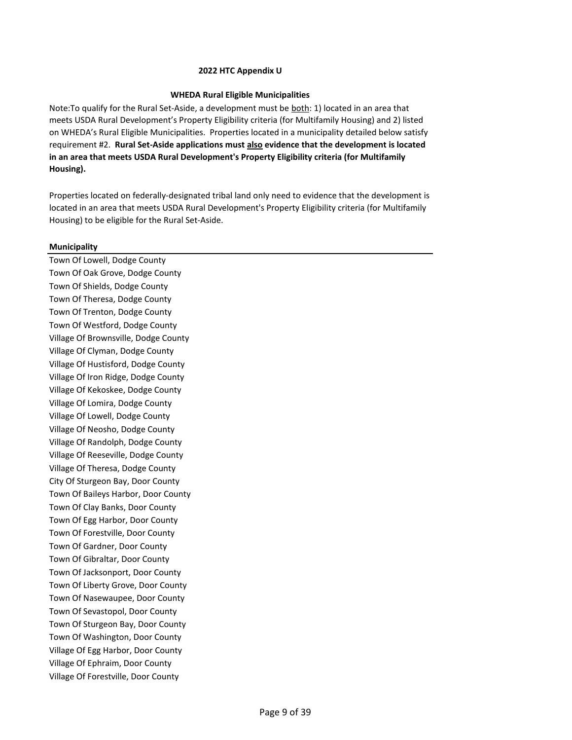**2022 HTC Appendix U**

**WHEDA Rural Eligible Municipalities**

Note:To qualify for the Rural Set-Aside, a development must be <u>both</u>: 1) located in an area that meets USDA Rural Development's Property Eligibility criteria (for Multifamily Housing) and 2) listed on WHEDA's Rural Eligible Municipalities. Properties located in a municipality detailed below satisfy requirement #2. **Rural Set-Aside applications must <u>also</u> evidence that the development is located in an area that meets USDA Rural Development's Property Eligibility criteria (for Multifamily Housing).**

Properties located on federally-designated tribal land only need to evidence that the development is located in an area that meets USDA Rural Development's Property Eligibility criteria (for Multifamily Housing) to be eligible for the Rural Set-Aside.

| **Municipality** |
|---|
| Town Of Lowell, Dodge County |
| Town Of Oak Grove, Dodge County |
| Town Of Shields, Dodge County |
| Town Of Theresa, Dodge County |
| Town Of Trenton, Dodge County |
| Town Of Westford, Dodge County |
| Village Of Brownsville, Dodge County |
| Village Of Clyman, Dodge County |
| Village Of Hustisford, Dodge County |
| Village Of Iron Ridge, Dodge County |
| Village Of Kekoskee, Dodge County |
| Village Of Lomira, Dodge County |
| Village Of Lowell, Dodge County |
| Village Of Neosho, Dodge County |
| Village Of Randolph, Dodge County |
| Village Of Reeseville, Dodge County |
| Village Of Theresa, Dodge County |
| City Of Sturgeon Bay, Door County |
| Town Of Baileys Harbor, Door County |
| Town Of Clay Banks, Door County |
| Town Of Egg Harbor, Door County |
| Town Of Forestville, Door County |
| Town Of Gardner, Door County |
| Town Of Gibraltar, Door County |
| Town Of Jacksonport, Door County |
| Town Of Liberty Grove, Door County |
| Town Of Nasewaupee, Door County |
| Town Of Sevastopol, Door County |
| Town Of Sturgeon Bay, Door County |
| Town Of Washington, Door County |
| Village Of Egg Harbor, Door County |
| Village Of Ephraim, Door County |
| Village Of Forestville, Door County |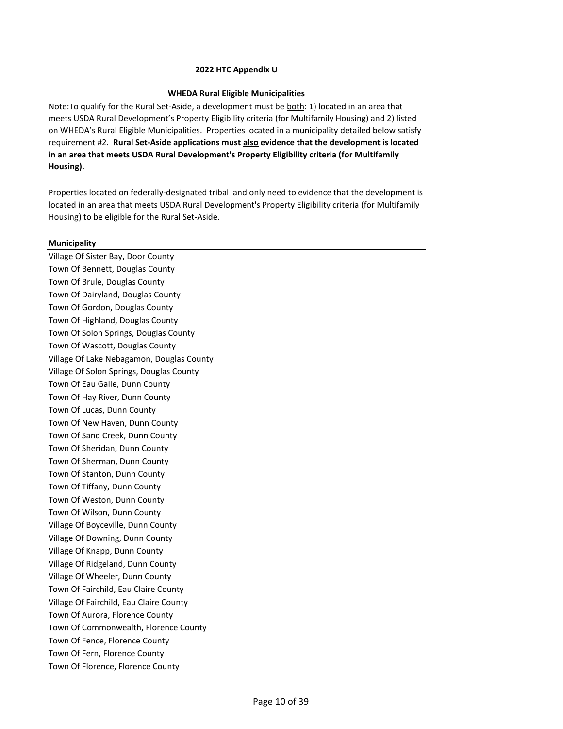**2022 HTC Appendix U**

**WHEDA Rural Eligible Municipalities**

Note:To qualify for the Rural Set-Aside, a development must be both: 1) located in an area that meets USDA Rural Development's Property Eligibility criteria (for Multifamily Housing) and 2) listed on WHEDA's Rural Eligible Municipalities. Properties located in a municipality detailed below satisfy requirement #2. **Rural Set-Aside applications must also evidence that the development is located in an area that meets USDA Rural Development's Property Eligibility criteria (for Multifamily Housing).**

Properties located on federally-designated tribal land only need to evidence that the development is located in an area that meets USDA Rural Development's Property Eligibility criteria (for Multifamily Housing) to be eligible for the Rural Set-Aside.

| Municipality |
|---|
| Village Of Sister Bay, Door County |
| Town Of Bennett, Douglas County |
| Town Of Brule, Douglas County |
| Town Of Dairyland, Douglas County |
| Town Of Gordon, Douglas County |
| Town Of Highland, Douglas County |
| Town Of Solon Springs, Douglas County |
| Town Of Wascott, Douglas County |
| Village Of Lake Nebagamon, Douglas County |
| Village Of Solon Springs, Douglas County |
| Town Of Eau Galle, Dunn County |
| Town Of Hay River, Dunn County |
| Town Of Lucas, Dunn County |
| Town Of New Haven, Dunn County |
| Town Of Sand Creek, Dunn County |
| Town Of Sheridan, Dunn County |
| Town Of Sherman, Dunn County |
| Town Of Stanton, Dunn County |
| Town Of Tiffany, Dunn County |
| Town Of Weston, Dunn County |
| Town Of Wilson, Dunn County |
| Village Of Boyceville, Dunn County |
| Village Of Downing, Dunn County |
| Village Of Knapp, Dunn County |
| Village Of Ridgeland, Dunn County |
| Village Of Wheeler, Dunn County |
| Town Of Fairchild, Eau Claire County |
| Village Of Fairchild, Eau Claire County |
| Town Of Aurora, Florence County |
| Town Of Commonwealth, Florence County |
| Town Of Fence, Florence County |
| Town Of Fern, Florence County |
| Town Of Florence, Florence County |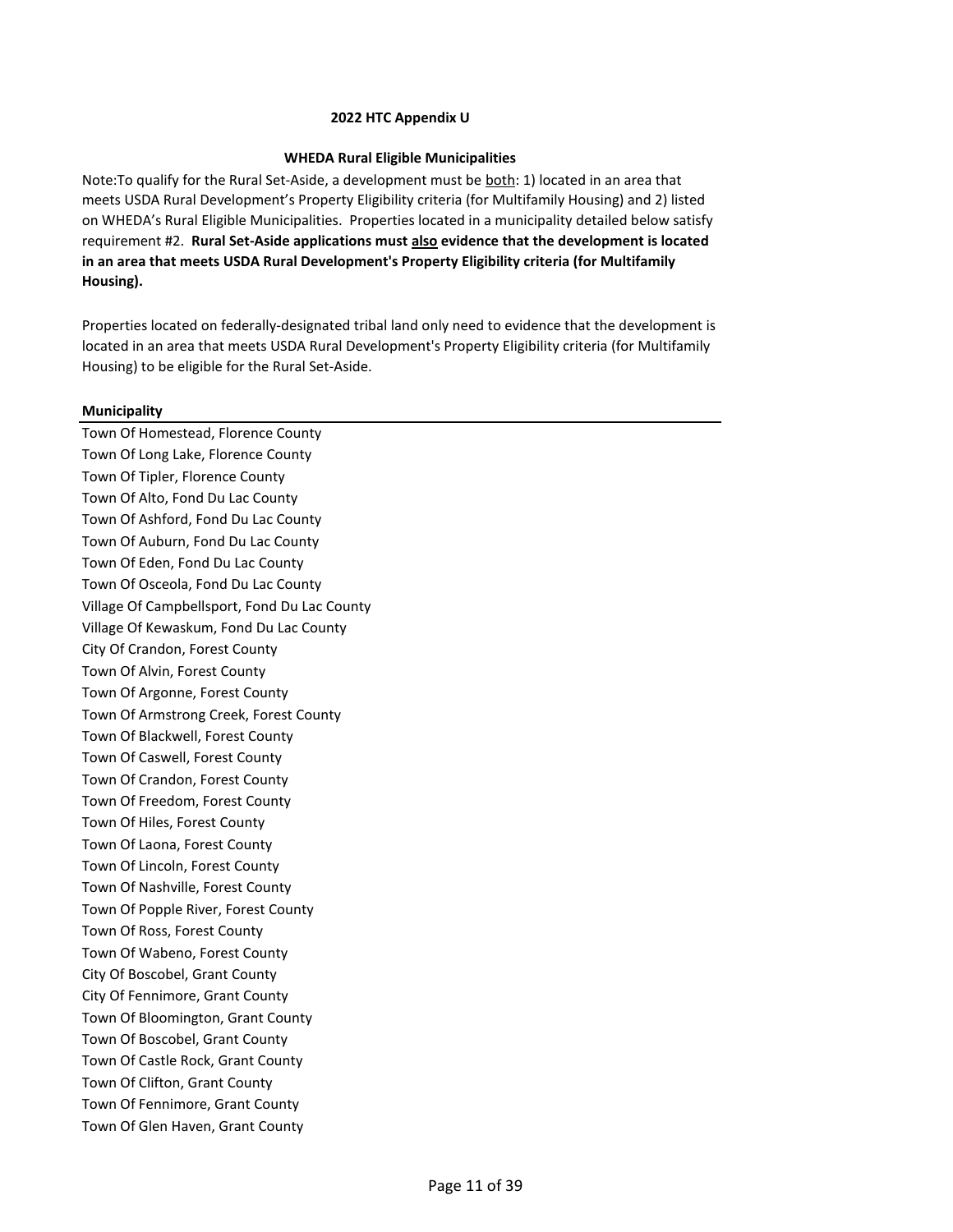**2022 HTC Appendix U**

**WHEDA Rural Eligible Municipalities**

Note:To qualify for the Rural Set-Aside, a development must be both: 1) located in an area that meets USDA Rural Development's Property Eligibility criteria (for Multifamily Housing) and 2) listed on WHEDA's Rural Eligible Municipalities. Properties located in a municipality detailed below satisfy requirement #2. **Rural Set-Aside applications must also evidence that the development is located in an area that meets USDA Rural Development's Property Eligibility criteria (for Multifamily Housing).**

Properties located on federally-designated tribal land only need to evidence that the development is located in an area that meets USDA Rural Development's Property Eligibility criteria (for Multifamily Housing) to be eligible for the Rural Set-Aside.

| Municipality |
| --- |
| Town Of Homestead, Florence County |
| Town Of Long Lake, Florence County |
| Town Of Tipler, Florence County |
| Town Of Alto, Fond Du Lac County |
| Town Of Ashford, Fond Du Lac County |
| Town Of Auburn, Fond Du Lac County |
| Town Of Eden, Fond Du Lac County |
| Town Of Osceola, Fond Du Lac County |
| Village Of Campbellsport, Fond Du Lac County |
| Village Of Kewaskum, Fond Du Lac County |
| City Of Crandon, Forest County |
| Town Of Alvin, Forest County |
| Town Of Argonne, Forest County |
| Town Of Armstrong Creek, Forest County |
| Town Of Blackwell, Forest County |
| Town Of Caswell, Forest County |
| Town Of Crandon, Forest County |
| Town Of Freedom, Forest County |
| Town Of Hiles, Forest County |
| Town Of Laona, Forest County |
| Town Of Lincoln, Forest County |
| Town Of Nashville, Forest County |
| Town Of Popple River, Forest County |
| Town Of Ross, Forest County |
| Town Of Wabeno, Forest County |
| City Of Boscobel, Grant County |
| City Of Fennimore, Grant County |
| Town Of Bloomington, Grant County |
| Town Of Boscobel, Grant County |
| Town Of Castle Rock, Grant County |
| Town Of Clifton, Grant County |
| Town Of Fennimore, Grant County |
| Town Of Glen Haven, Grant County |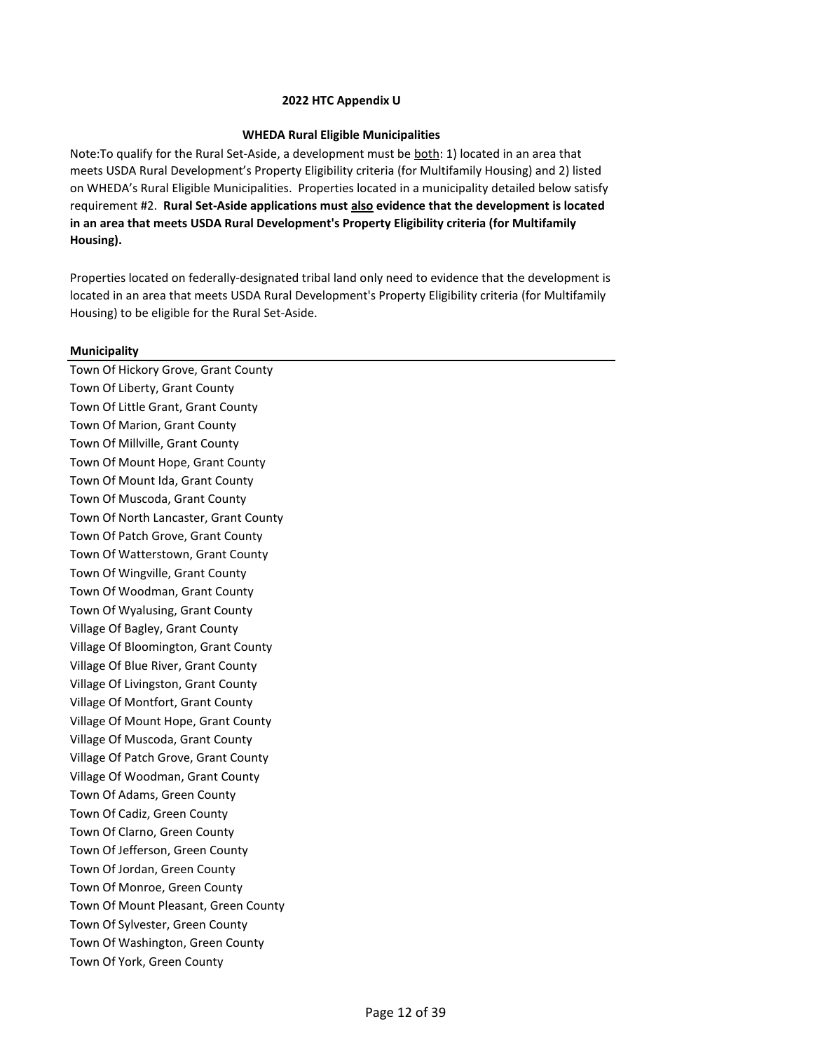**2022 HTC Appendix U**

**WHEDA Rural Eligible Municipalities**

Note:To qualify for the Rural Set-Aside, a development must be <u>both</u>: 1) located in an area that meets USDA Rural Development's Property Eligibility criteria (for Multifamily Housing) and 2) listed on WHEDA's Rural Eligible Municipalities. Properties located in a municipality detailed below satisfy requirement #2. **Rural Set-Aside applications must <u>also</u> evidence that the development is located in an area that meets USDA Rural Development's Property Eligibility criteria (for Multifamily Housing).**

Properties located on federally-designated tribal land only need to evidence that the development is located in an area that meets USDA Rural Development's Property Eligibility criteria (for Multifamily Housing) to be eligible for the Rural Set-Aside.

| **Municipality** |
| --- |
| Town Of Hickory Grove, Grant County |
| Town Of Liberty, Grant County |
| Town Of Little Grant, Grant County |
| Town Of Marion, Grant County |
| Town Of Millville, Grant County |
| Town Of Mount Hope, Grant County |
| Town Of Mount Ida, Grant County |
| Town Of Muscoda, Grant County |
| Town Of North Lancaster, Grant County |
| Town Of Patch Grove, Grant County |
| Town Of Watterstown, Grant County |
| Town Of Wingville, Grant County |
| Town Of Woodman, Grant County |
| Town Of Wyalusing, Grant County |
| Village Of Bagley, Grant County |
| Village Of Bloomington, Grant County |
| Village Of Blue River, Grant County |
| Village Of Livingston, Grant County |
| Village Of Montfort, Grant County |
| Village Of Mount Hope, Grant County |
| Village Of Muscoda, Grant County |
| Village Of Patch Grove, Grant County |
| Village Of Woodman, Grant County |
| Town Of Adams, Green County |
| Town Of Cadiz, Green County |
| Town Of Clarno, Green County |
| Town Of Jefferson, Green County |
| Town Of Jordan, Green County |
| Town Of Monroe, Green County |
| Town Of Mount Pleasant, Green County |
| Town Of Sylvester, Green County |
| Town Of Washington, Green County |
| Town Of York, Green County |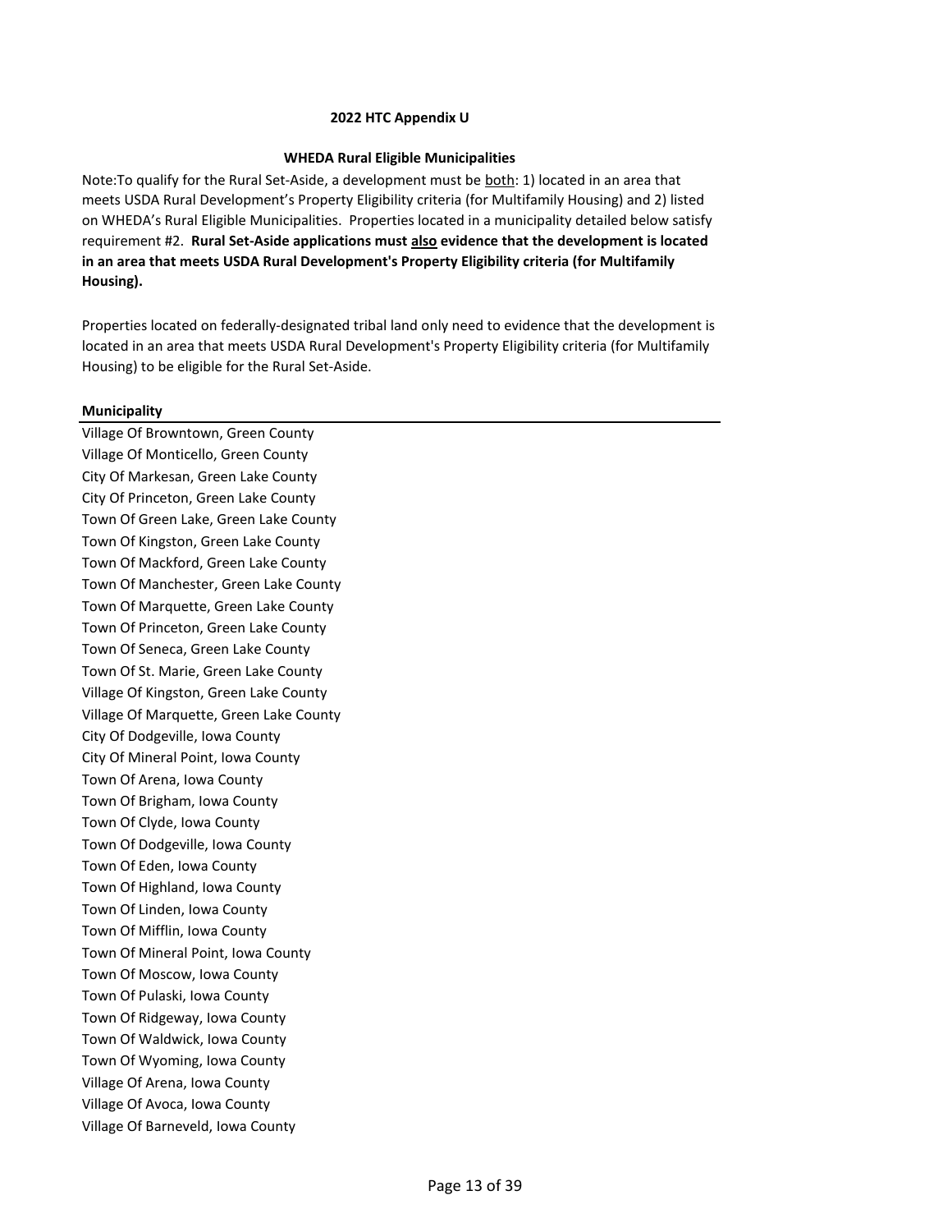**2022 HTC Appendix U**

**WHEDA Rural Eligible Municipalities**

Note:To qualify for the Rural Set-Aside, a development must be <u>both</u>: 1) located in an area that meets USDA Rural Development's Property Eligibility criteria (for Multifamily Housing) and 2) listed on WHEDA's Rural Eligible Municipalities. Properties located in a municipality detailed below satisfy requirement #2. **Rural Set-Aside applications must <u>also</u> evidence that the development is located in an area that meets USDA Rural Development's Property Eligibility criteria (for Multifamily Housing).**

Properties located on federally-designated tribal land only need to evidence that the development is located in an area that meets USDA Rural Development's Property Eligibility criteria (for Multifamily Housing) to be eligible for the Rural Set-Aside.

| **Municipality** |
|---|
| Village Of Browntown, Green County |
| Village Of Monticello, Green County |
| City Of Markesan, Green Lake County |
| City Of Princeton, Green Lake County |
| Town Of Green Lake, Green Lake County |
| Town Of Kingston, Green Lake County |
| Town Of Mackford, Green Lake County |
| Town Of Manchester, Green Lake County |
| Town Of Marquette, Green Lake County |
| Town Of Princeton, Green Lake County |
| Town Of Seneca, Green Lake County |
| Town Of St. Marie, Green Lake County |
| Village Of Kingston, Green Lake County |
| Village Of Marquette, Green Lake County |
| City Of Dodgeville, Iowa County |
| City Of Mineral Point, Iowa County |
| Town Of Arena, Iowa County |
| Town Of Brigham, Iowa County |
| Town Of Clyde, Iowa County |
| Town Of Dodgeville, Iowa County |
| Town Of Eden, Iowa County |
| Town Of Highland, Iowa County |
| Town Of Linden, Iowa County |
| Town Of Mifflin, Iowa County |
| Town Of Mineral Point, Iowa County |
| Town Of Moscow, Iowa County |
| Town Of Pulaski, Iowa County |
| Town Of Ridgeway, Iowa County |
| Town Of Waldwick, Iowa County |
| Town Of Wyoming, Iowa County |
| Village Of Arena, Iowa County |
| Village Of Avoca, Iowa County |
| Village Of Barneveld, Iowa County |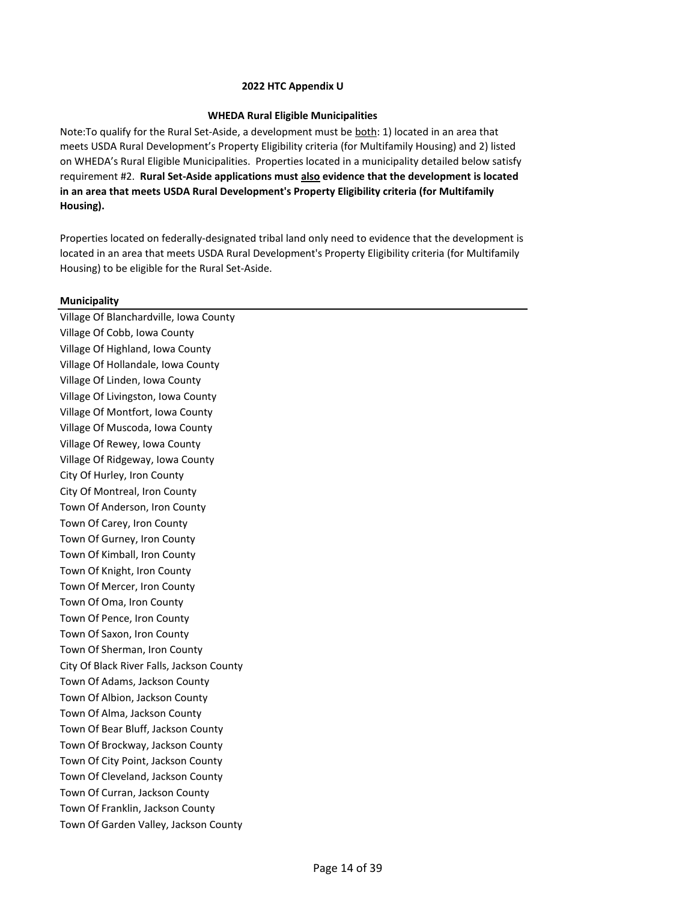**2022 HTC Appendix U**

**WHEDA Rural Eligible Municipalities**

Note:To qualify for the Rural Set-Aside, a development must be both: 1) located in an area that meets USDA Rural Development's Property Eligibility criteria (for Multifamily Housing) and 2) listed on WHEDA's Rural Eligible Municipalities. Properties located in a municipality detailed below satisfy requirement #2. **Rural Set-Aside applications must also evidence that the development is located in an area that meets USDA Rural Development's Property Eligibility criteria (for Multifamily Housing).**

Properties located on federally-designated tribal land only need to evidence that the development is located in an area that meets USDA Rural Development's Property Eligibility criteria (for Multifamily Housing) to be eligible for the Rural Set-Aside.

| Municipality |
|---|
| Village Of Blanchardville, Iowa County |
| Village Of Cobb, Iowa County |
| Village Of Highland, Iowa County |
| Village Of Hollandale, Iowa County |
| Village Of Linden, Iowa County |
| Village Of Livingston, Iowa County |
| Village Of Montfort, Iowa County |
| Village Of Muscoda, Iowa County |
| Village Of Rewey, Iowa County |
| Village Of Ridgeway, Iowa County |
| City Of Hurley, Iron County |
| City Of Montreal, Iron County |
| Town Of Anderson, Iron County |
| Town Of Carey, Iron County |
| Town Of Gurney, Iron County |
| Town Of Kimball, Iron County |
| Town Of Knight, Iron County |
| Town Of Mercer, Iron County |
| Town Of Oma, Iron County |
| Town Of Pence, Iron County |
| Town Of Saxon, Iron County |
| Town Of Sherman, Iron County |
| City Of Black River Falls, Jackson County |
| Town Of Adams, Jackson County |
| Town Of Albion, Jackson County |
| Town Of Alma, Jackson County |
| Town Of Bear Bluff, Jackson County |
| Town Of Brockway, Jackson County |
| Town Of City Point, Jackson County |
| Town Of Cleveland, Jackson County |
| Town Of Curran, Jackson County |
| Town Of Franklin, Jackson County |
| Town Of Garden Valley, Jackson County |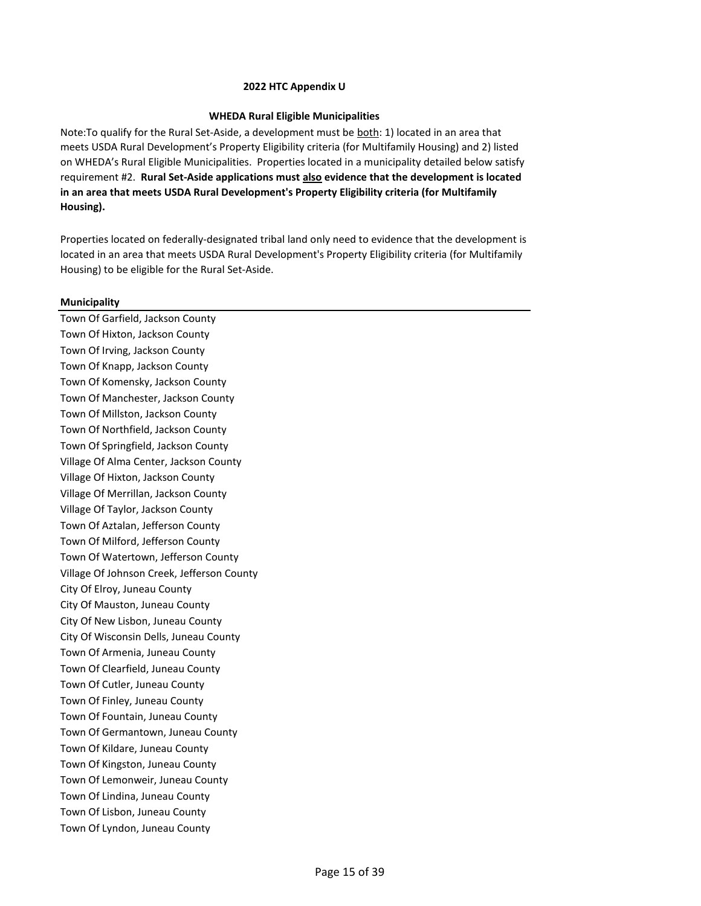**2022 HTC Appendix U**

**WHEDA Rural Eligible Municipalities**

Note:To qualify for the Rural Set-Aside, a development must be both: 1) located in an area that meets USDA Rural Development's Property Eligibility criteria (for Multifamily Housing) and 2) listed on WHEDA's Rural Eligible Municipalities. Properties located in a municipality detailed below satisfy requirement #2. **Rural Set-Aside applications must also evidence that the development is located in an area that meets USDA Rural Development's Property Eligibility criteria (for Multifamily Housing).**

Properties located on federally-designated tribal land only need to evidence that the development is located in an area that meets USDA Rural Development's Property Eligibility criteria (for Multifamily Housing) to be eligible for the Rural Set-Aside.

| Municipality |
| --- |
| Town Of Garfield, Jackson County |
| Town Of Hixton, Jackson County |
| Town Of Irving, Jackson County |
| Town Of Knapp, Jackson County |
| Town Of Komensky, Jackson County |
| Town Of Manchester, Jackson County |
| Town Of Millston, Jackson County |
| Town Of Northfield, Jackson County |
| Town Of Springfield, Jackson County |
| Village Of Alma Center, Jackson County |
| Village Of Hixton, Jackson County |
| Village Of Merrillan, Jackson County |
| Village Of Taylor, Jackson County |
| Town Of Aztalan, Jefferson County |
| Town Of Milford, Jefferson County |
| Town Of Watertown, Jefferson County |
| Village Of Johnson Creek, Jefferson County |
| City Of Elroy, Juneau County |
| City Of Mauston, Juneau County |
| City Of New Lisbon, Juneau County |
| City Of Wisconsin Dells, Juneau County |
| Town Of Armenia, Juneau County |
| Town Of Clearfield, Juneau County |
| Town Of Cutler, Juneau County |
| Town Of Finley, Juneau County |
| Town Of Fountain, Juneau County |
| Town Of Germantown, Juneau County |
| Town Of Kildare, Juneau County |
| Town Of Kingston, Juneau County |
| Town Of Lemonweir, Juneau County |
| Town Of Lindina, Juneau County |
| Town Of Lisbon, Juneau County |
| Town Of Lyndon, Juneau County |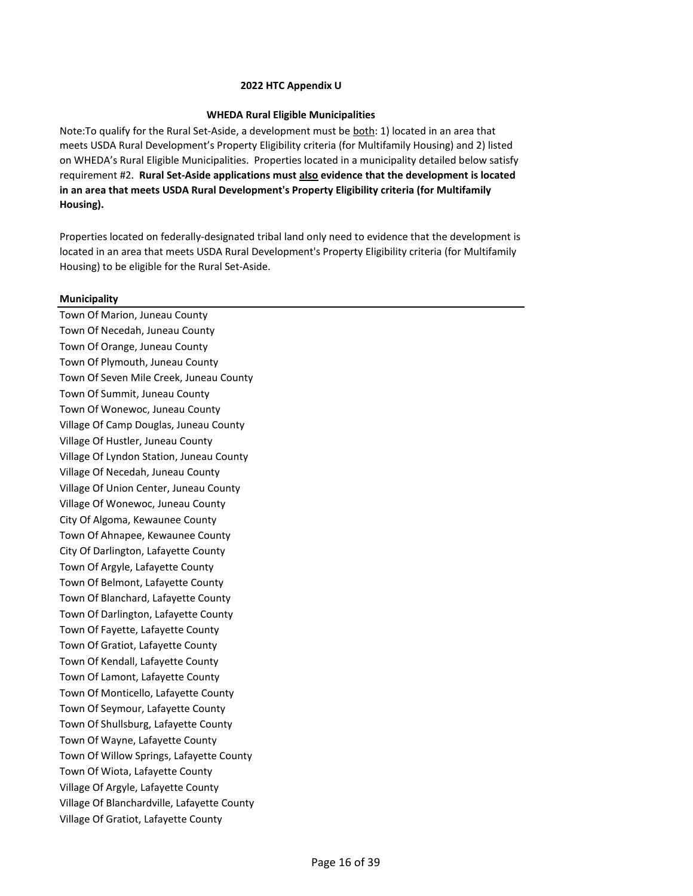**2022 HTC Appendix U**

**WHEDA Rural Eligible Municipalities**

Note:To qualify for the Rural Set-Aside, a development must be <u>both</u>: 1) located in an area that meets USDA Rural Development's Property Eligibility criteria (for Multifamily Housing) and 2) listed on WHEDA's Rural Eligible Municipalities. Properties located in a municipality detailed below satisfy requirement #2. **Rural Set-Aside applications must <u>also</u> evidence that the development is located in an area that meets USDA Rural Development's Property Eligibility criteria (for Multifamily Housing).**

Properties located on federally-designated tribal land only need to evidence that the development is located in an area that meets USDA Rural Development's Property Eligibility criteria (for Multifamily Housing) to be eligible for the Rural Set-Aside.

| **Municipality** |
|---|
| Town Of Marion, Juneau County |
| Town Of Necedah, Juneau County |
| Town Of Orange, Juneau County |
| Town Of Plymouth, Juneau County |
| Town Of Seven Mile Creek, Juneau County |
| Town Of Summit, Juneau County |
| Town Of Wonewoc, Juneau County |
| Village Of Camp Douglas, Juneau County |
| Village Of Hustler, Juneau County |
| Village Of Lyndon Station, Juneau County |
| Village Of Necedah, Juneau County |
| Village Of Union Center, Juneau County |
| Village Of Wonewoc, Juneau County |
| City Of Algoma, Kewaunee County |
| Town Of Ahnapee, Kewaunee County |
| City Of Darlington, Lafayette County |
| Town Of Argyle, Lafayette County |
| Town Of Belmont, Lafayette County |
| Town Of Blanchard, Lafayette County |
| Town Of Darlington, Lafayette County |
| Town Of Fayette, Lafayette County |
| Town Of Gratiot, Lafayette County |
| Town Of Kendall, Lafayette County |
| Town Of Lamont, Lafayette County |
| Town Of Monticello, Lafayette County |
| Town Of Seymour, Lafayette County |
| Town Of Shullsburg, Lafayette County |
| Town Of Wayne, Lafayette County |
| Town Of Willow Springs, Lafayette County |
| Town Of Wiota, Lafayette County |
| Village Of Argyle, Lafayette County |
| Village Of Blanchardville, Lafayette County |
| Village Of Gratiot, Lafayette County |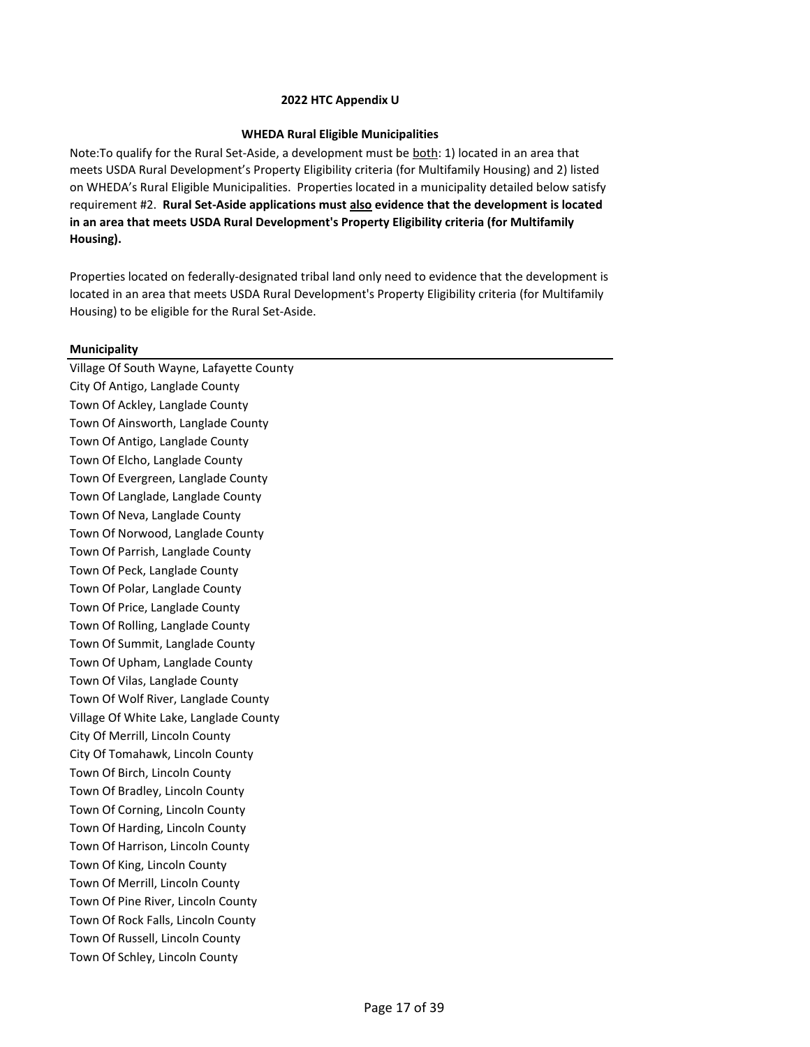**2022 HTC Appendix U**

**WHEDA Rural Eligible Municipalities**

Note:To qualify for the Rural Set-Aside, a development must be both: 1) located in an area that meets USDA Rural Development's Property Eligibility criteria (for Multifamily Housing) and 2) listed on WHEDA's Rural Eligible Municipalities. Properties located in a municipality detailed below satisfy requirement #2. **Rural Set-Aside applications must also evidence that the development is located in an area that meets USDA Rural Development's Property Eligibility criteria (for Multifamily Housing).**

Properties located on federally-designated tribal land only need to evidence that the development is located in an area that meets USDA Rural Development's Property Eligibility criteria (for Multifamily Housing) to be eligible for the Rural Set-Aside.

| Municipality |
|---|
| Village Of South Wayne, Lafayette County |
| City Of Antigo, Langlade County |
| Town Of Ackley, Langlade County |
| Town Of Ainsworth, Langlade County |
| Town Of Antigo, Langlade County |
| Town Of Elcho, Langlade County |
| Town Of Evergreen, Langlade County |
| Town Of Langlade, Langlade County |
| Town Of Neva, Langlade County |
| Town Of Norwood, Langlade County |
| Town Of Parrish, Langlade County |
| Town Of Peck, Langlade County |
| Town Of Polar, Langlade County |
| Town Of Price, Langlade County |
| Town Of Rolling, Langlade County |
| Town Of Summit, Langlade County |
| Town Of Upham, Langlade County |
| Town Of Vilas, Langlade County |
| Town Of Wolf River, Langlade County |
| Village Of White Lake, Langlade County |
| City Of Merrill, Lincoln County |
| City Of Tomahawk, Lincoln County |
| Town Of Birch, Lincoln County |
| Town Of Bradley, Lincoln County |
| Town Of Corning, Lincoln County |
| Town Of Harding, Lincoln County |
| Town Of Harrison, Lincoln County |
| Town Of King, Lincoln County |
| Town Of Merrill, Lincoln County |
| Town Of Pine River, Lincoln County |
| Town Of Rock Falls, Lincoln County |
| Town Of Russell, Lincoln County |
| Town Of Schley, Lincoln County |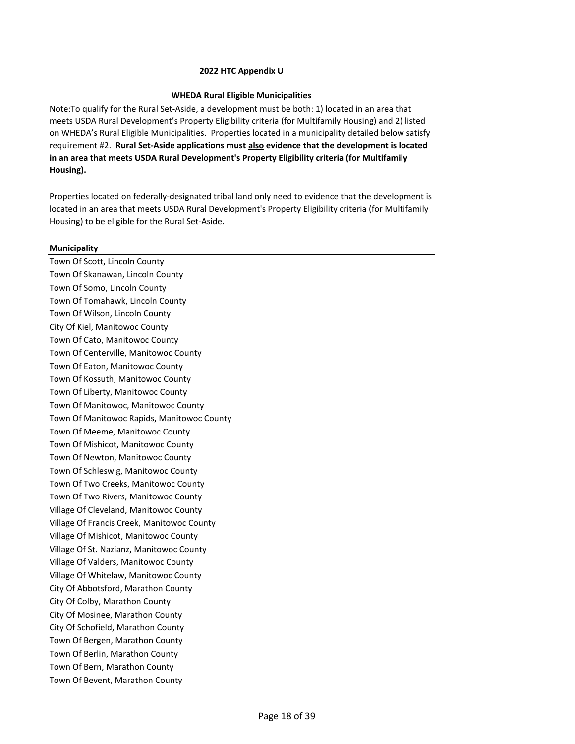**2022 HTC Appendix U**

**WHEDA Rural Eligible Municipalities**

Note:To qualify for the Rural Set-Aside, a development must be <u>both</u>: 1) located in an area that meets USDA Rural Development's Property Eligibility criteria (for Multifamily Housing) and 2) listed on WHEDA's Rural Eligible Municipalities. Properties located in a municipality detailed below satisfy requirement #2. **Rural Set-Aside applications must <u>also</u> evidence that the development is located in an area that meets USDA Rural Development's Property Eligibility criteria (for Multifamily Housing).**

Properties located on federally-designated tribal land only need to evidence that the development is located in an area that meets USDA Rural Development's Property Eligibility criteria (for Multifamily Housing) to be eligible for the Rural Set-Aside.

| **Municipality** |
|---|
| Town Of Scott, Lincoln County |
| Town Of Skanawan, Lincoln County |
| Town Of Somo, Lincoln County |
| Town Of Tomahawk, Lincoln County |
| Town Of Wilson, Lincoln County |
| City Of Kiel, Manitowoc County |
| Town Of Cato, Manitowoc County |
| Town Of Centerville, Manitowoc County |
| Town Of Eaton, Manitowoc County |
| Town Of Kossuth, Manitowoc County |
| Town Of Liberty, Manitowoc County |
| Town Of Manitowoc, Manitowoc County |
| Town Of Manitowoc Rapids, Manitowoc County |
| Town Of Meeme, Manitowoc County |
| Town Of Mishicot, Manitowoc County |
| Town Of Newton, Manitowoc County |
| Town Of Schleswig, Manitowoc County |
| Town Of Two Creeks, Manitowoc County |
| Town Of Two Rivers, Manitowoc County |
| Village Of Cleveland, Manitowoc County |
| Village Of Francis Creek, Manitowoc County |
| Village Of Mishicot, Manitowoc County |
| Village Of St. Nazianz, Manitowoc County |
| Village Of Valders, Manitowoc County |
| Village Of Whitelaw, Manitowoc County |
| City Of Abbotsford, Marathon County |
| City Of Colby, Marathon County |
| City Of Mosinee, Marathon County |
| City Of Schofield, Marathon County |
| Town Of Bergen, Marathon County |
| Town Of Berlin, Marathon County |
| Town Of Bern, Marathon County |
| Town Of Bevent, Marathon County |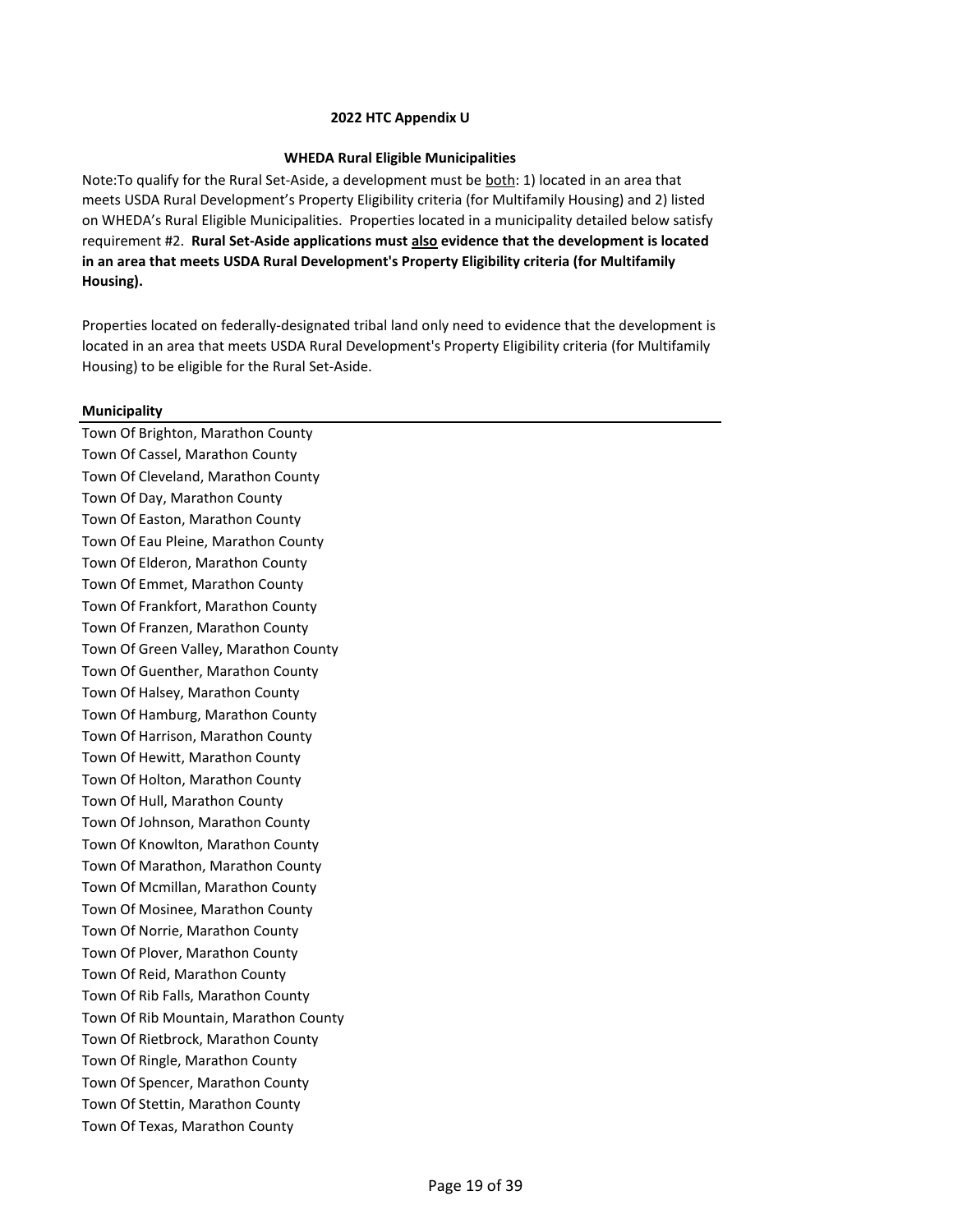**2022 HTC Appendix U**

**WHEDA Rural Eligible Municipalities**

Note:To qualify for the Rural Set-Aside, a development must be both: 1) located in an area that meets USDA Rural Development's Property Eligibility criteria (for Multifamily Housing) and 2) listed on WHEDA's Rural Eligible Municipalities. Properties located in a municipality detailed below satisfy requirement #2. **Rural Set-Aside applications must also evidence that the development is located in an area that meets USDA Rural Development's Property Eligibility criteria (for Multifamily Housing).**

Properties located on federally-designated tribal land only need to evidence that the development is located in an area that meets USDA Rural Development's Property Eligibility criteria (for Multifamily Housing) to be eligible for the Rural Set-Aside.

| **Municipality** |
|---|
| Town Of Brighton, Marathon County |
| Town Of Cassel, Marathon County |
| Town Of Cleveland, Marathon County |
| Town Of Day, Marathon County |
| Town Of Easton, Marathon County |
| Town Of Eau Pleine, Marathon County |
| Town Of Elderon, Marathon County |
| Town Of Emmet, Marathon County |
| Town Of Frankfort, Marathon County |
| Town Of Franzen, Marathon County |
| Town Of Green Valley, Marathon County |
| Town Of Guenther, Marathon County |
| Town Of Halsey, Marathon County |
| Town Of Hamburg, Marathon County |
| Town Of Harrison, Marathon County |
| Town Of Hewitt, Marathon County |
| Town Of Holton, Marathon County |
| Town Of Hull, Marathon County |
| Town Of Johnson, Marathon County |
| Town Of Knowlton, Marathon County |
| Town Of Marathon, Marathon County |
| Town Of Mcmillan, Marathon County |
| Town Of Mosinee, Marathon County |
| Town Of Norrie, Marathon County |
| Town Of Plover, Marathon County |
| Town Of Reid, Marathon County |
| Town Of Rib Falls, Marathon County |
| Town Of Rib Mountain, Marathon County |
| Town Of Rietbrock, Marathon County |
| Town Of Ringle, Marathon County |
| Town Of Spencer, Marathon County |
| Town Of Stettin, Marathon County |
| Town Of Texas, Marathon County |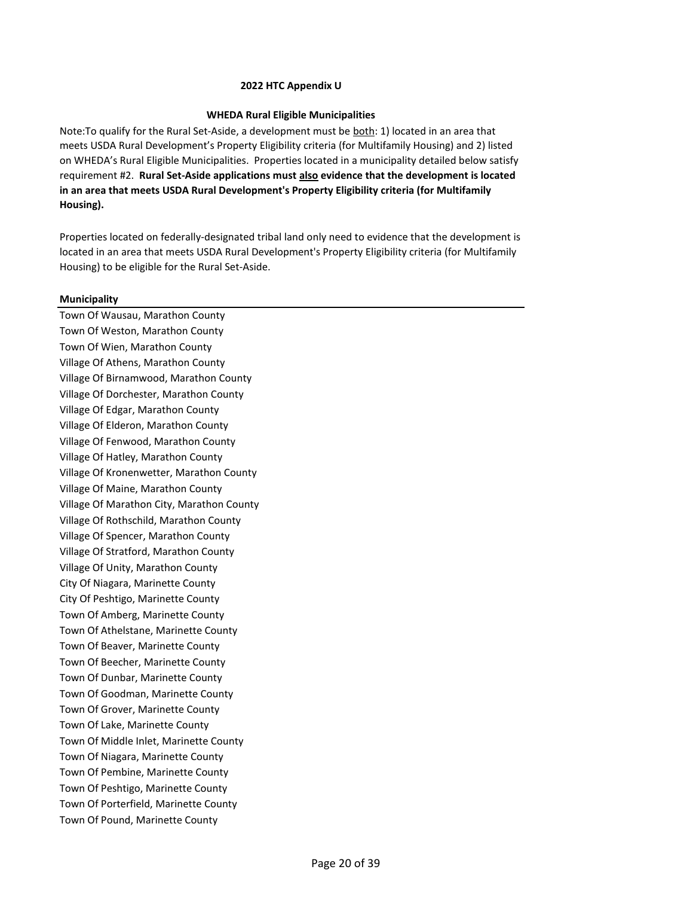**2022 HTC Appendix U**

**WHEDA Rural Eligible Municipalities**

Note:To qualify for the Rural Set-Aside, a development must be <u>both</u>: 1) located in an area that meets USDA Rural Development's Property Eligibility criteria (for Multifamily Housing) and 2) listed on WHEDA's Rural Eligible Municipalities. Properties located in a municipality detailed below satisfy requirement #2. **Rural Set-Aside applications must <u>also</u> evidence that the development is located in an area that meets USDA Rural Development's Property Eligibility criteria (for Multifamily Housing).**

Properties located on federally-designated tribal land only need to evidence that the development is located in an area that meets USDA Rural Development's Property Eligibility criteria (for Multifamily Housing) to be eligible for the Rural Set-Aside.

| Municipality |
|---|
| Town Of Wausau, Marathon County |
| Town Of Weston, Marathon County |
| Town Of Wien, Marathon County |
| Village Of Athens, Marathon County |
| Village Of Birnamwood, Marathon County |
| Village Of Dorchester, Marathon County |
| Village Of Edgar, Marathon County |
| Village Of Elderon, Marathon County |
| Village Of Fenwood, Marathon County |
| Village Of Hatley, Marathon County |
| Village Of Kronenwetter, Marathon County |
| Village Of Maine, Marathon County |
| Village Of Marathon City, Marathon County |
| Village Of Rothschild, Marathon County |
| Village Of Spencer, Marathon County |
| Village Of Stratford, Marathon County |
| Village Of Unity, Marathon County |
| City Of Niagara, Marinette County |
| City Of Peshtigo, Marinette County |
| Town Of Amberg, Marinette County |
| Town Of Athelstane, Marinette County |
| Town Of Beaver, Marinette County |
| Town Of Beecher, Marinette County |
| Town Of Dunbar, Marinette County |
| Town Of Goodman, Marinette County |
| Town Of Grover, Marinette County |
| Town Of Lake, Marinette County |
| Town Of Middle Inlet, Marinette County |
| Town Of Niagara, Marinette County |
| Town Of Pembine, Marinette County |
| Town Of Peshtigo, Marinette County |
| Town Of Porterfield, Marinette County |
| Town Of Pound, Marinette County |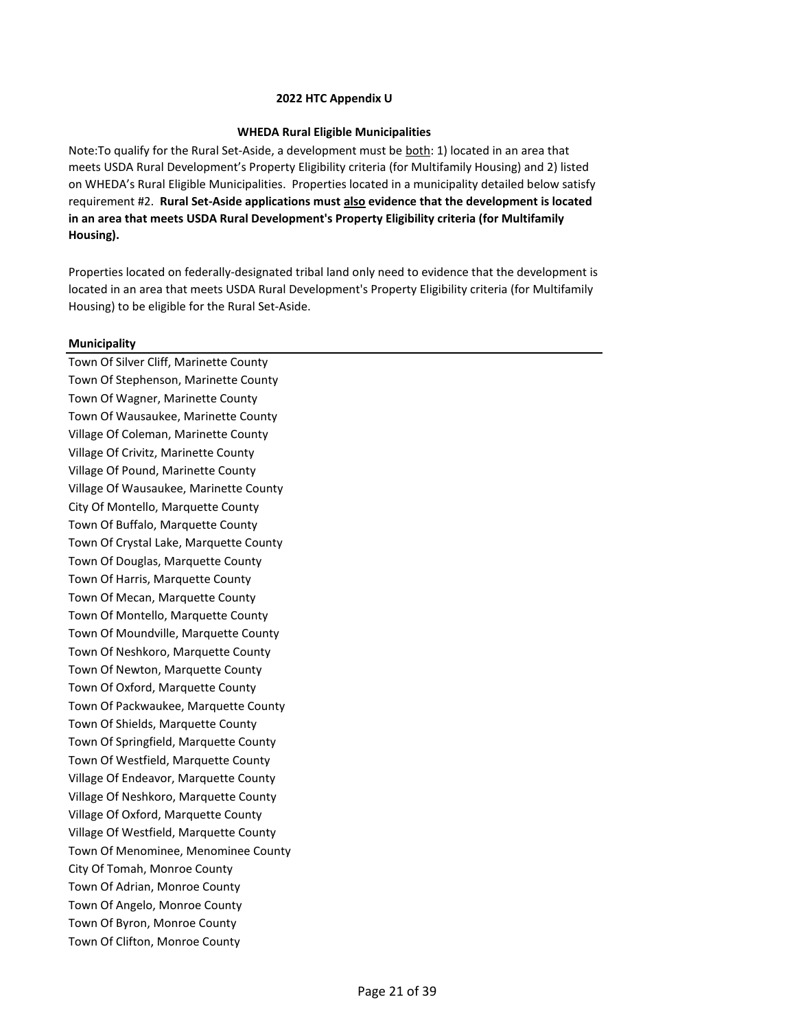**2022 HTC Appendix U**

**WHEDA Rural Eligible Municipalities**

Note:To qualify for the Rural Set-Aside, a development must be both: 1) located in an area that meets USDA Rural Development's Property Eligibility criteria (for Multifamily Housing) and 2) listed on WHEDA's Rural Eligible Municipalities. Properties located in a municipality detailed below satisfy requirement #2. **Rural Set-Aside applications must also evidence that the development is located in an area that meets USDA Rural Development's Property Eligibility criteria (for Multifamily Housing).**

Properties located on federally-designated tribal land only need to evidence that the development is located in an area that meets USDA Rural Development's Property Eligibility criteria (for Multifamily Housing) to be eligible for the Rural Set-Aside.

| **Municipality** |
|---|
| Town Of Silver Cliff, Marinette County |
| Town Of Stephenson, Marinette County |
| Town Of Wagner, Marinette County |
| Town Of Wausaukee, Marinette County |
| Village Of Coleman, Marinette County |
| Village Of Crivitz, Marinette County |
| Village Of Pound, Marinette County |
| Village Of Wausaukee, Marinette County |
| City Of Montello, Marquette County |
| Town Of Buffalo, Marquette County |
| Town Of Crystal Lake, Marquette County |
| Town Of Douglas, Marquette County |
| Town Of Harris, Marquette County |
| Town Of Mecan, Marquette County |
| Town Of Montello, Marquette County |
| Town Of Moundville, Marquette County |
| Town Of Neshkoro, Marquette County |
| Town Of Newton, Marquette County |
| Town Of Oxford, Marquette County |
| Town Of Packwaukee, Marquette County |
| Town Of Shields, Marquette County |
| Town Of Springfield, Marquette County |
| Town Of Westfield, Marquette County |
| Village Of Endeavor, Marquette County |
| Village Of Neshkoro, Marquette County |
| Village Of Oxford, Marquette County |
| Village Of Westfield, Marquette County |
| Town Of Menominee, Menominee County |
| City Of Tomah, Monroe County |
| Town Of Adrian, Monroe County |
| Town Of Angelo, Monroe County |
| Town Of Byron, Monroe County |
| Town Of Clifton, Monroe County |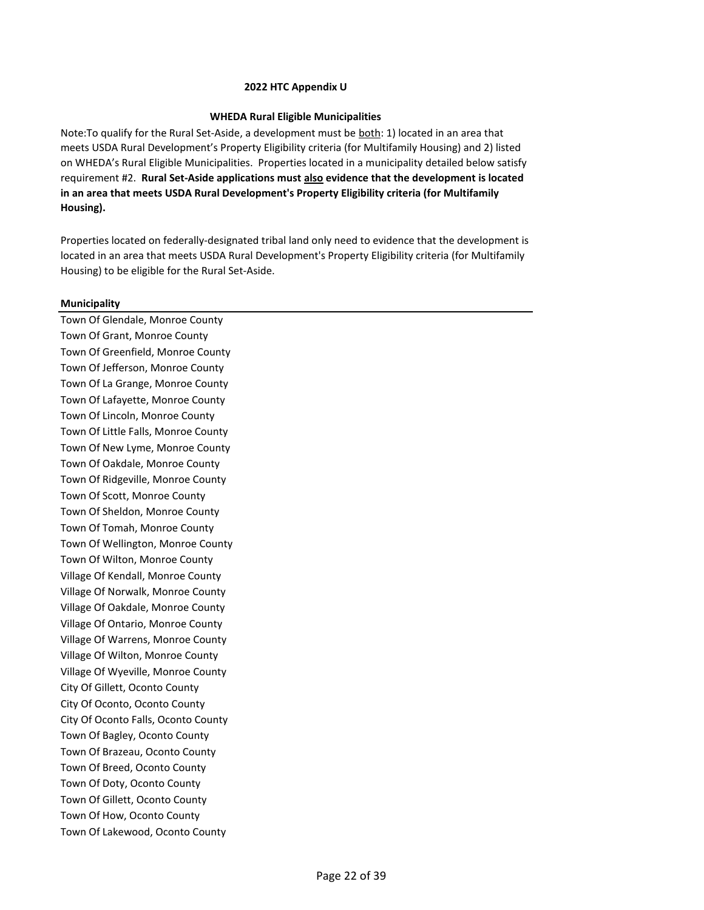# 2022 HTC Appendix U

## WHEDA Rural Eligible Municipalities

Note:To qualify for the Rural Set-Aside, a development must be <u>both</u>: 1) located in an area that meets USDA Rural Development's Property Eligibility criteria (for Multifamily Housing) and 2) listed on WHEDA's Rural Eligible Municipalities. Properties located in a municipality detailed below satisfy requirement #2. **Rural Set-Aside applications must <u>also</u> evidence that the development is located in an area that meets USDA Rural Development's Property Eligibility criteria (for Multifamily Housing).**

Properties located on federally-designated tribal land only need to evidence that the development is located in an area that meets USDA Rural Development's Property Eligibility criteria (for Multifamily Housing) to be eligible for the Rural Set-Aside.

| Municipality |
|---|
| Town Of Glendale, Monroe County |
| Town Of Grant, Monroe County |
| Town Of Greenfield, Monroe County |
| Town Of Jefferson, Monroe County |
| Town Of La Grange, Monroe County |
| Town Of Lafayette, Monroe County |
| Town Of Lincoln, Monroe County |
| Town Of Little Falls, Monroe County |
| Town Of New Lyme, Monroe County |
| Town Of Oakdale, Monroe County |
| Town Of Ridgeville, Monroe County |
| Town Of Scott, Monroe County |
| Town Of Sheldon, Monroe County |
| Town Of Tomah, Monroe County |
| Town Of Wellington, Monroe County |
| Town Of Wilton, Monroe County |
| Village Of Kendall, Monroe County |
| Village Of Norwalk, Monroe County |
| Village Of Oakdale, Monroe County |
| Village Of Ontario, Monroe County |
| Village Of Warrens, Monroe County |
| Village Of Wilton, Monroe County |
| Village Of Wyeville, Monroe County |
| City Of Gillett, Oconto County |
| City Of Oconto, Oconto County |
| City Of Oconto Falls, Oconto County |
| Town Of Bagley, Oconto County |
| Town Of Brazeau, Oconto County |
| Town Of Breed, Oconto County |
| Town Of Doty, Oconto County |
| Town Of Gillett, Oconto County |
| Town Of How, Oconto County |
| Town Of Lakewood, Oconto County |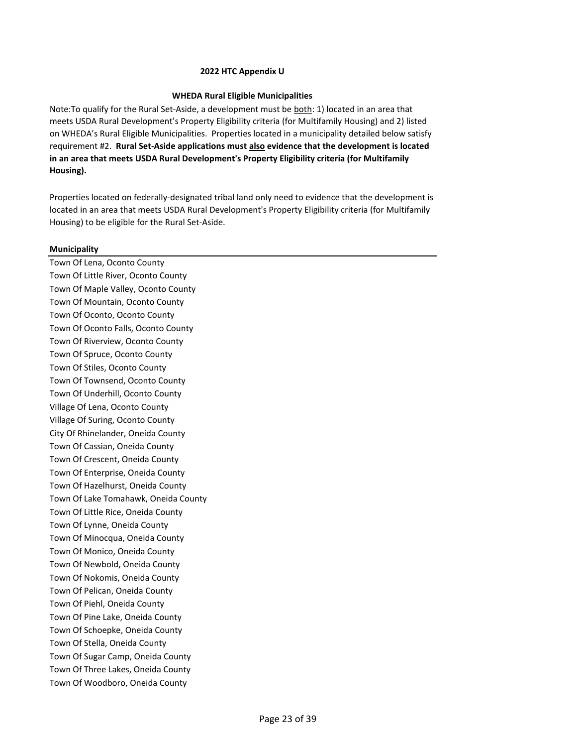**2022 HTC Appendix U**

**WHEDA Rural Eligible Municipalities**

Note:To qualify for the Rural Set-Aside, a development must be both: 1) located in an area that meets USDA Rural Development's Property Eligibility criteria (for Multifamily Housing) and 2) listed on WHEDA's Rural Eligible Municipalities. Properties located in a municipality detailed below satisfy requirement #2. **Rural Set-Aside applications must also evidence that the development is located in an area that meets USDA Rural Development's Property Eligibility criteria (for Multifamily Housing).**

Properties located on federally-designated tribal land only need to evidence that the development is located in an area that meets USDA Rural Development's Property Eligibility criteria (for Multifamily Housing) to be eligible for the Rural Set-Aside.

| Municipality |
|---|
| Town Of Lena, Oconto County |
| Town Of Little River, Oconto County |
| Town Of Maple Valley, Oconto County |
| Town Of Mountain, Oconto County |
| Town Of Oconto, Oconto County |
| Town Of Oconto Falls, Oconto County |
| Town Of Riverview, Oconto County |
| Town Of Spruce, Oconto County |
| Town Of Stiles, Oconto County |
| Town Of Townsend, Oconto County |
| Town Of Underhill, Oconto County |
| Village Of Lena, Oconto County |
| Village Of Suring, Oconto County |
| City Of Rhinelander, Oneida County |
| Town Of Cassian, Oneida County |
| Town Of Crescent, Oneida County |
| Town Of Enterprise, Oneida County |
| Town Of Hazelhurst, Oneida County |
| Town Of Lake Tomahawk, Oneida County |
| Town Of Little Rice, Oneida County |
| Town Of Lynne, Oneida County |
| Town Of Minocqua, Oneida County |
| Town Of Monico, Oneida County |
| Town Of Newbold, Oneida County |
| Town Of Nokomis, Oneida County |
| Town Of Pelican, Oneida County |
| Town Of Piehl, Oneida County |
| Town Of Pine Lake, Oneida County |
| Town Of Schoepke, Oneida County |
| Town Of Stella, Oneida County |
| Town Of Sugar Camp, Oneida County |
| Town Of Three Lakes, Oneida County |
| Town Of Woodboro, Oneida County |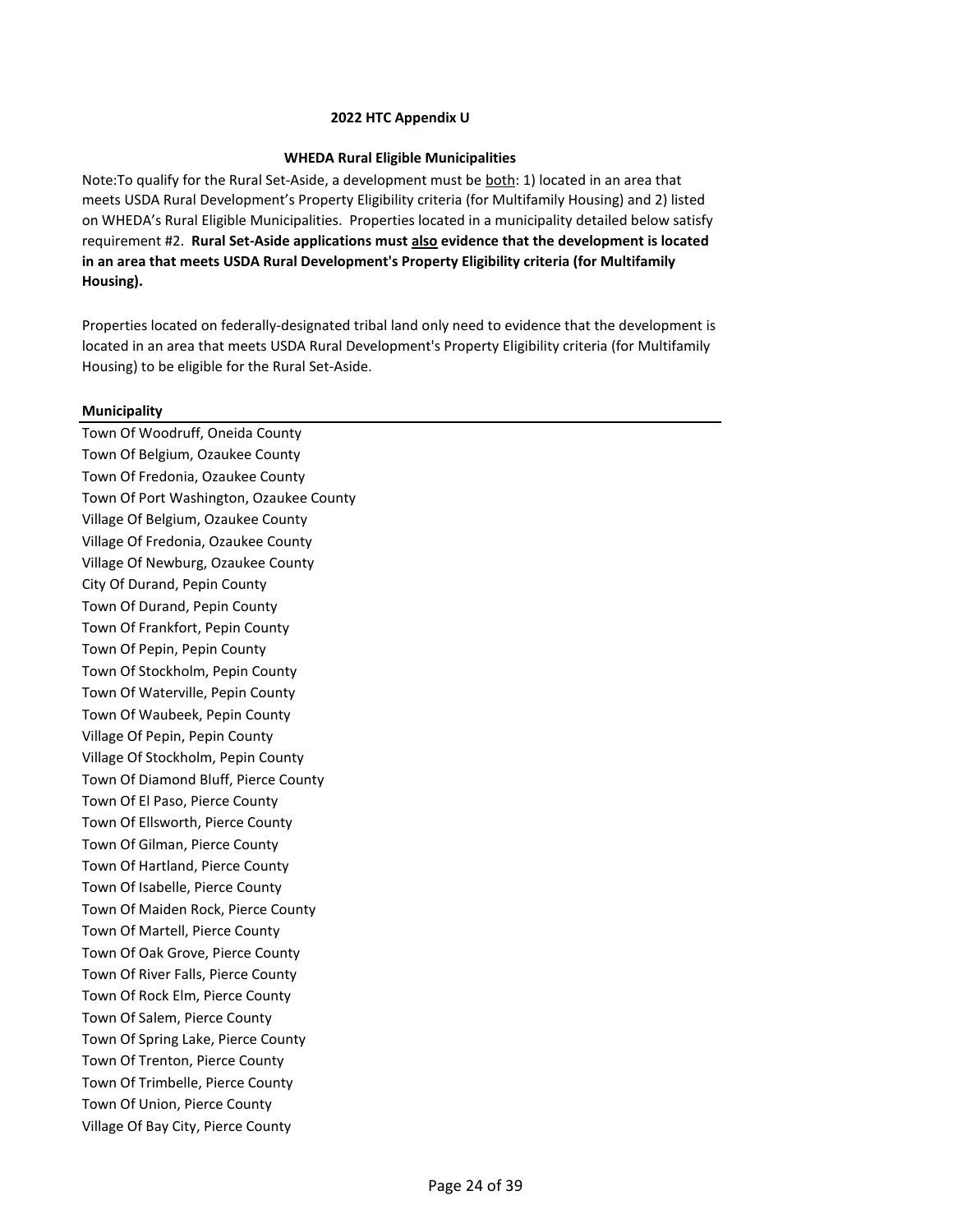**2022 HTC Appendix U**

**WHEDA Rural Eligible Municipalities**

Note:To qualify for the Rural Set-Aside, a development must be <u>both</u>: 1) located in an area that meets USDA Rural Development's Property Eligibility criteria (for Multifamily Housing) and 2) listed on WHEDA's Rural Eligible Municipalities. Properties located in a municipality detailed below satisfy requirement #2. **Rural Set-Aside applications must <u>also</u> evidence that the development is located in an area that meets USDA Rural Development's Property Eligibility criteria (for Multifamily Housing).**

Properties located on federally-designated tribal land only need to evidence that the development is located in an area that meets USDA Rural Development's Property Eligibility criteria (for Multifamily Housing) to be eligible for the Rural Set-Aside.

| Municipality |
|---|
| Town Of Woodruff, Oneida County |
| Town Of Belgium, Ozaukee County |
| Town Of Fredonia, Ozaukee County |
| Town Of Port Washington, Ozaukee County |
| Village Of Belgium, Ozaukee County |
| Village Of Fredonia, Ozaukee County |
| Village Of Newburg, Ozaukee County |
| City Of Durand, Pepin County |
| Town Of Durand, Pepin County |
| Town Of Frankfort, Pepin County |
| Town Of Pepin, Pepin County |
| Town Of Stockholm, Pepin County |
| Town Of Waterville, Pepin County |
| Town Of Waubeek, Pepin County |
| Village Of Pepin, Pepin County |
| Village Of Stockholm, Pepin County |
| Town Of Diamond Bluff, Pierce County |
| Town Of El Paso, Pierce County |
| Town Of Ellsworth, Pierce County |
| Town Of Gilman, Pierce County |
| Town Of Hartland, Pierce County |
| Town Of Isabelle, Pierce County |
| Town Of Maiden Rock, Pierce County |
| Town Of Martell, Pierce County |
| Town Of Oak Grove, Pierce County |
| Town Of River Falls, Pierce County |
| Town Of Rock Elm, Pierce County |
| Town Of Salem, Pierce County |
| Town Of Spring Lake, Pierce County |
| Town Of Trenton, Pierce County |
| Town Of Trimbelle, Pierce County |
| Town Of Union, Pierce County |
| Village Of Bay City, Pierce County |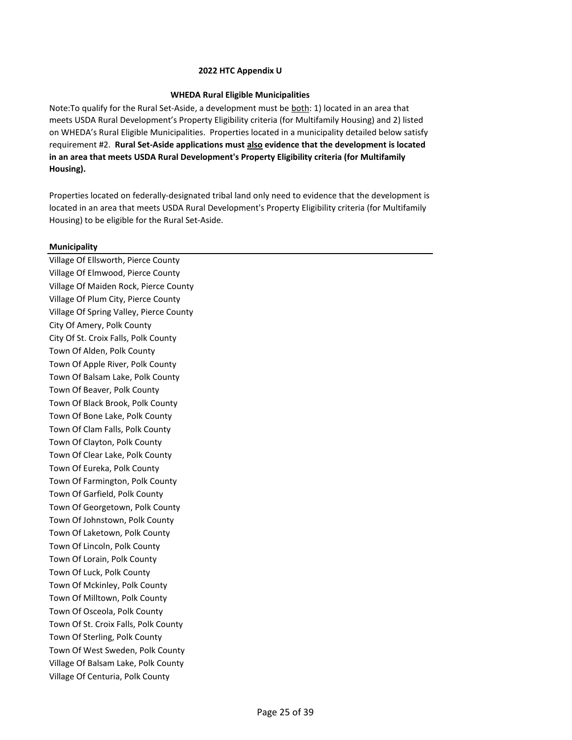**2022 HTC Appendix U**

**WHEDA Rural Eligible Municipalities**

Note:To qualify for the Rural Set-Aside, a development must be <u>both</u>: 1) located in an area that meets USDA Rural Development's Property Eligibility criteria (for Multifamily Housing) and 2) listed on WHEDA's Rural Eligible Municipalities. Properties located in a municipality detailed below satisfy requirement #2. **Rural Set-Aside applications must <u>also</u> evidence that the development is located in an area that meets USDA Rural Development's Property Eligibility criteria (for Multifamily Housing).**

Properties located on federally-designated tribal land only need to evidence that the development is located in an area that meets USDA Rural Development's Property Eligibility criteria (for Multifamily Housing) to be eligible for the Rural Set-Aside.

| **Municipality** |
|---|
| Village Of Ellsworth, Pierce County |
| Village Of Elmwood, Pierce County |
| Village Of Maiden Rock, Pierce County |
| Village Of Plum City, Pierce County |
| Village Of Spring Valley, Pierce County |
| City Of Amery, Polk County |
| City Of St. Croix Falls, Polk County |
| Town Of Alden, Polk County |
| Town Of Apple River, Polk County |
| Town Of Balsam Lake, Polk County |
| Town Of Beaver, Polk County |
| Town Of Black Brook, Polk County |
| Town Of Bone Lake, Polk County |
| Town Of Clam Falls, Polk County |
| Town Of Clayton, Polk County |
| Town Of Clear Lake, Polk County |
| Town Of Eureka, Polk County |
| Town Of Farmington, Polk County |
| Town Of Garfield, Polk County |
| Town Of Georgetown, Polk County |
| Town Of Johnstown, Polk County |
| Town Of Laketown, Polk County |
| Town Of Lincoln, Polk County |
| Town Of Lorain, Polk County |
| Town Of Luck, Polk County |
| Town Of Mckinley, Polk County |
| Town Of Milltown, Polk County |
| Town Of Osceola, Polk County |
| Town Of St. Croix Falls, Polk County |
| Town Of Sterling, Polk County |
| Town Of West Sweden, Polk County |
| Village Of Balsam Lake, Polk County |
| Village Of Centuria, Polk County |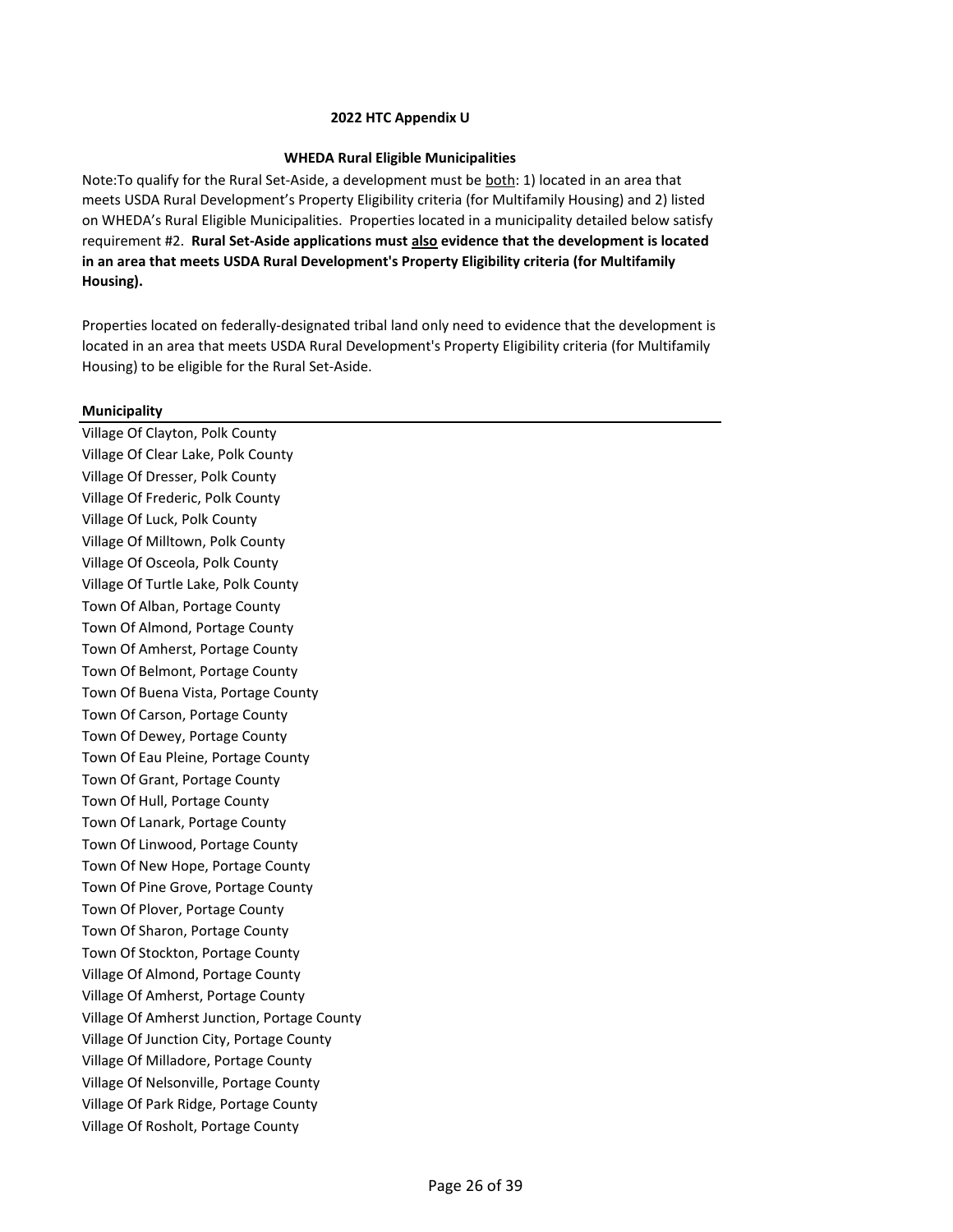**2022 HTC Appendix U**

**WHEDA Rural Eligible Municipalities**

Note:To qualify for the Rural Set-Aside, a development must be <u>both</u>: 1) located in an area that meets USDA Rural Development's Property Eligibility criteria (for Multifamily Housing) and 2) listed on WHEDA's Rural Eligible Municipalities. Properties located in a municipality detailed below satisfy requirement #2. **Rural Set-Aside applications must <u>also</u> evidence that the development is located in an area that meets USDA Rural Development's Property Eligibility criteria (for Multifamily Housing).**

Properties located on federally-designated tribal land only need to evidence that the development is located in an area that meets USDA Rural Development's Property Eligibility criteria (for Multifamily Housing) to be eligible for the Rural Set-Aside.

| **Municipality** |
|---|
| Village Of Clayton, Polk County |
| Village Of Clear Lake, Polk County |
| Village Of Dresser, Polk County |
| Village Of Frederic, Polk County |
| Village Of Luck, Polk County |
| Village Of Milltown, Polk County |
| Village Of Osceola, Polk County |
| Village Of Turtle Lake, Polk County |
| Town Of Alban, Portage County |
| Town Of Almond, Portage County |
| Town Of Amherst, Portage County |
| Town Of Belmont, Portage County |
| Town Of Buena Vista, Portage County |
| Town Of Carson, Portage County |
| Town Of Dewey, Portage County |
| Town Of Eau Pleine, Portage County |
| Town Of Grant, Portage County |
| Town Of Hull, Portage County |
| Town Of Lanark, Portage County |
| Town Of Linwood, Portage County |
| Town Of New Hope, Portage County |
| Town Of Pine Grove, Portage County |
| Town Of Plover, Portage County |
| Town Of Sharon, Portage County |
| Town Of Stockton, Portage County |
| Village Of Almond, Portage County |
| Village Of Amherst, Portage County |
| Village Of Amherst Junction, Portage County |
| Village Of Junction City, Portage County |
| Village Of Milladore, Portage County |
| Village Of Nelsonville, Portage County |
| Village Of Park Ridge, Portage County |
| Village Of Rosholt, Portage County |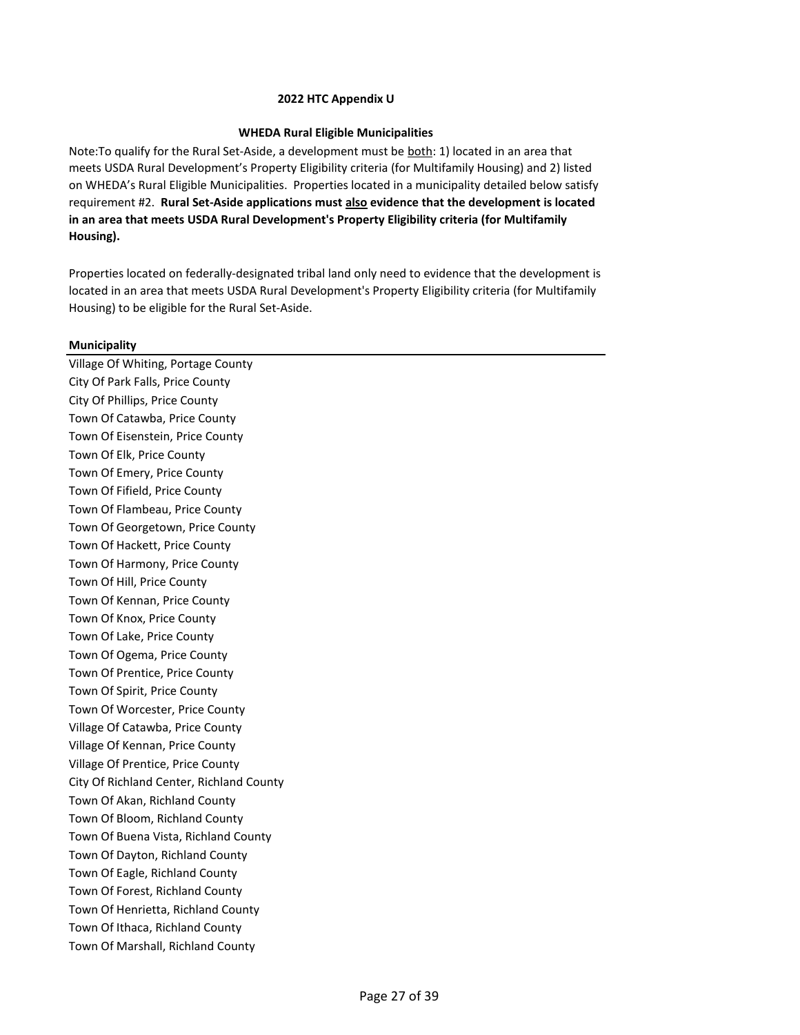**2022 HTC Appendix U**

**WHEDA Rural Eligible Municipalities**

Note:To qualify for the Rural Set-Aside, a development must be <u>both</u>: 1) located in an area that meets USDA Rural Development's Property Eligibility criteria (for Multifamily Housing) and 2) listed on WHEDA's Rural Eligible Municipalities. Properties located in a municipality detailed below satisfy requirement #2. **Rural Set-Aside applications must <u>also</u> evidence that the development is located in an area that meets USDA Rural Development's Property Eligibility criteria (for Multifamily Housing).**

Properties located on federally-designated tribal land only need to evidence that the development is located in an area that meets USDA Rural Development's Property Eligibility criteria (for Multifamily Housing) to be eligible for the Rural Set-Aside.

| **Municipality** |
|---|
| Village Of Whiting, Portage County |
| City Of Park Falls, Price County |
| City Of Phillips, Price County |
| Town Of Catawba, Price County |
| Town Of Eisenstein, Price County |
| Town Of Elk, Price County |
| Town Of Emery, Price County |
| Town Of Fifield, Price County |
| Town Of Flambeau, Price County |
| Town Of Georgetown, Price County |
| Town Of Hackett, Price County |
| Town Of Harmony, Price County |
| Town Of Hill, Price County |
| Town Of Kennan, Price County |
| Town Of Knox, Price County |
| Town Of Lake, Price County |
| Town Of Ogema, Price County |
| Town Of Prentice, Price County |
| Town Of Spirit, Price County |
| Town Of Worcester, Price County |
| Village Of Catawba, Price County |
| Village Of Kennan, Price County |
| Village Of Prentice, Price County |
| City Of Richland Center, Richland County |
| Town Of Akan, Richland County |
| Town Of Bloom, Richland County |
| Town Of Buena Vista, Richland County |
| Town Of Dayton, Richland County |
| Town Of Eagle, Richland County |
| Town Of Forest, Richland County |
| Town Of Henrietta, Richland County |
| Town Of Ithaca, Richland County |
| Town Of Marshall, Richland County |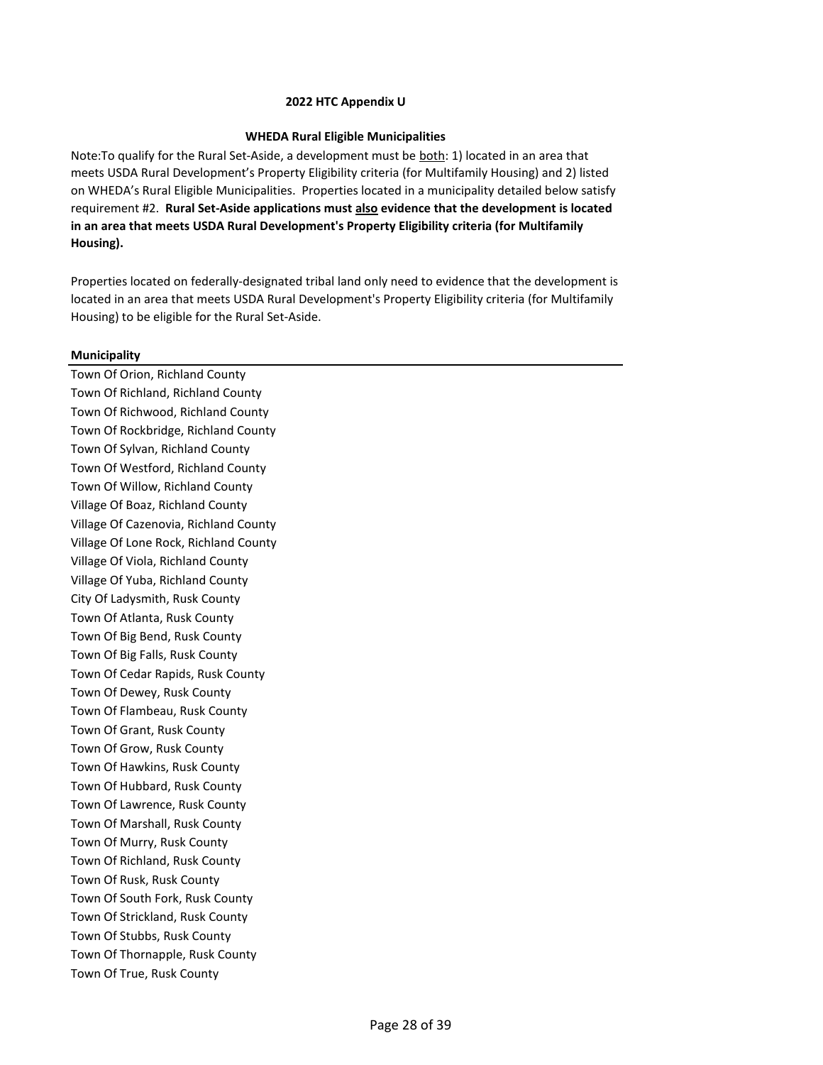**2022 HTC Appendix U**

**WHEDA Rural Eligible Municipalities**

Note:To qualify for the Rural Set-Aside, a development must be both: 1) located in an area that meets USDA Rural Development's Property Eligibility criteria (for Multifamily Housing) and 2) listed on WHEDA's Rural Eligible Municipalities. Properties located in a municipality detailed below satisfy requirement #2. **Rural Set-Aside applications must also evidence that the development is located in an area that meets USDA Rural Development's Property Eligibility criteria (for Multifamily Housing).**

Properties located on federally-designated tribal land only need to evidence that the development is located in an area that meets USDA Rural Development's Property Eligibility criteria (for Multifamily Housing) to be eligible for the Rural Set-Aside.

| **Municipality** |
|---|
| Town Of Orion, Richland County |
| Town Of Richland, Richland County |
| Town Of Richwood, Richland County |
| Town Of Rockbridge, Richland County |
| Town Of Sylvan, Richland County |
| Town Of Westford, Richland County |
| Town Of Willow, Richland County |
| Village Of Boaz, Richland County |
| Village Of Cazenovia, Richland County |
| Village Of Lone Rock, Richland County |
| Village Of Viola, Richland County |
| Village Of Yuba, Richland County |
| City Of Ladysmith, Rusk County |
| Town Of Atlanta, Rusk County |
| Town Of Big Bend, Rusk County |
| Town Of Big Falls, Rusk County |
| Town Of Cedar Rapids, Rusk County |
| Town Of Dewey, Rusk County |
| Town Of Flambeau, Rusk County |
| Town Of Grant, Rusk County |
| Town Of Grow, Rusk County |
| Town Of Hawkins, Rusk County |
| Town Of Hubbard, Rusk County |
| Town Of Lawrence, Rusk County |
| Town Of Marshall, Rusk County |
| Town Of Murry, Rusk County |
| Town Of Richland, Rusk County |
| Town Of Rusk, Rusk County |
| Town Of South Fork, Rusk County |
| Town Of Strickland, Rusk County |
| Town Of Stubbs, Rusk County |
| Town Of Thornapple, Rusk County |
| Town Of True, Rusk County |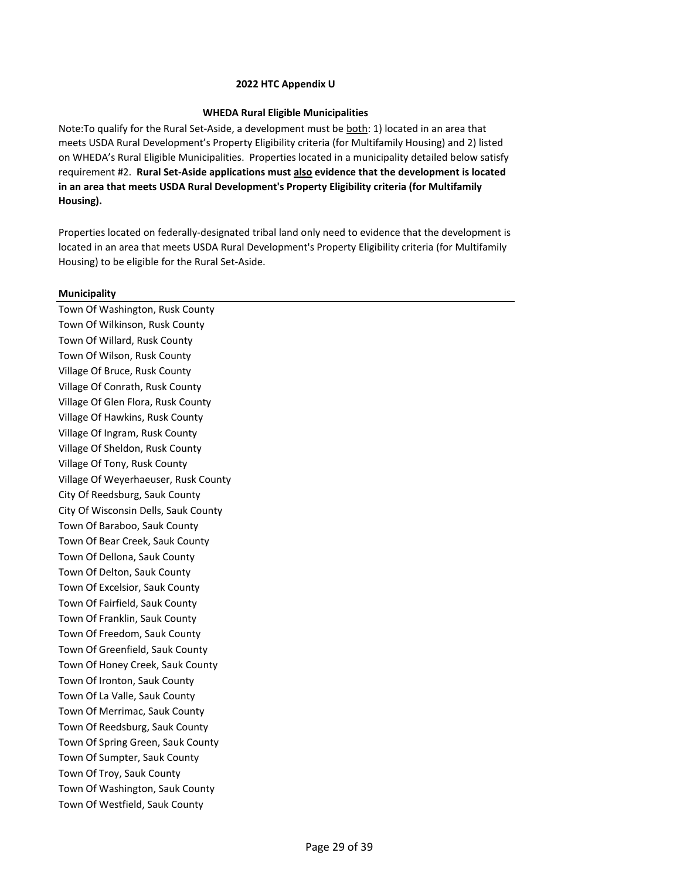**2022 HTC Appendix U**

**WHEDA Rural Eligible Municipalities**

Note:To qualify for the Rural Set-Aside, a development must be <u>both</u>: 1) located in an area that meets USDA Rural Development's Property Eligibility criteria (for Multifamily Housing) and 2) listed on WHEDA's Rural Eligible Municipalities. Properties located in a municipality detailed below satisfy requirement #2. **Rural Set-Aside applications must <u>also</u> evidence that the development is located in an area that meets USDA Rural Development's Property Eligibility criteria (for Multifamily Housing).**

Properties located on federally-designated tribal land only need to evidence that the development is located in an area that meets USDA Rural Development's Property Eligibility criteria (for Multifamily Housing) to be eligible for the Rural Set-Aside.

| **Municipality** |
| --- |
| Town Of Washington, Rusk County |
| Town Of Wilkinson, Rusk County |
| Town Of Willard, Rusk County |
| Town Of Wilson, Rusk County |
| Village Of Bruce, Rusk County |
| Village Of Conrath, Rusk County |
| Village Of Glen Flora, Rusk County |
| Village Of Hawkins, Rusk County |
| Village Of Ingram, Rusk County |
| Village Of Sheldon, Rusk County |
| Village Of Tony, Rusk County |
| Village Of Weyerhaeuser, Rusk County |
| City Of Reedsburg, Sauk County |
| City Of Wisconsin Dells, Sauk County |
| Town Of Baraboo, Sauk County |
| Town Of Bear Creek, Sauk County |
| Town Of Dellona, Sauk County |
| Town Of Delton, Sauk County |
| Town Of Excelsior, Sauk County |
| Town Of Fairfield, Sauk County |
| Town Of Franklin, Sauk County |
| Town Of Freedom, Sauk County |
| Town Of Greenfield, Sauk County |
| Town Of Honey Creek, Sauk County |
| Town Of Ironton, Sauk County |
| Town Of La Valle, Sauk County |
| Town Of Merrimac, Sauk County |
| Town Of Reedsburg, Sauk County |
| Town Of Spring Green, Sauk County |
| Town Of Sumpter, Sauk County |
| Town Of Troy, Sauk County |
| Town Of Washington, Sauk County |
| Town Of Westfield, Sauk County |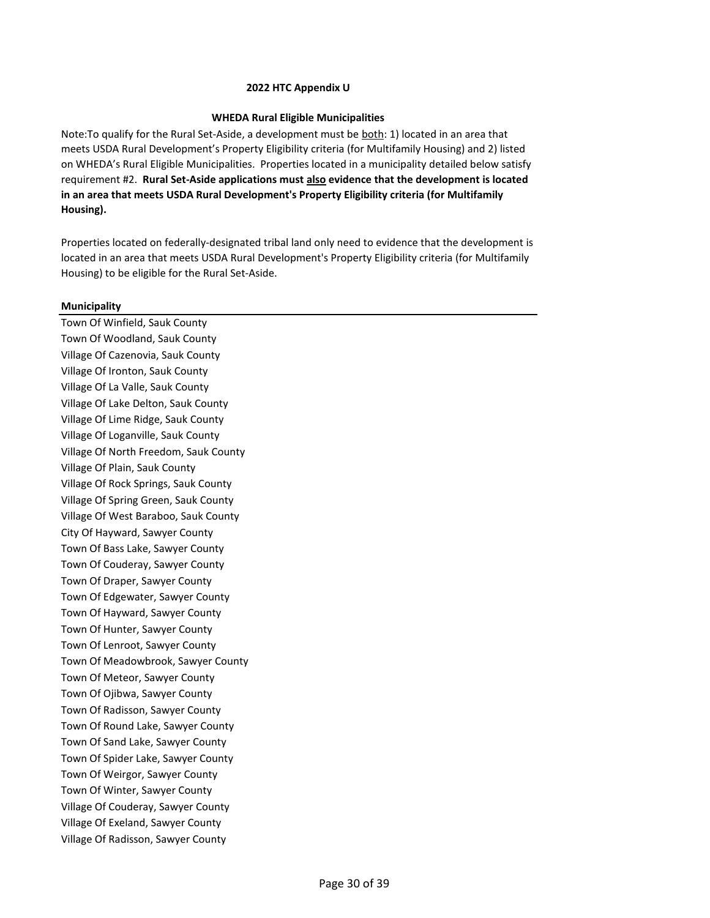**2022 HTC Appendix U**

**WHEDA Rural Eligible Municipalities**

Note:To qualify for the Rural Set-Aside, a development must be both: 1) located in an area that meets USDA Rural Development's Property Eligibility criteria (for Multifamily Housing) and 2) listed on WHEDA's Rural Eligible Municipalities. Properties located in a municipality detailed below satisfy requirement #2. **Rural Set-Aside applications must also evidence that the development is located in an area that meets USDA Rural Development's Property Eligibility criteria (for Multifamily Housing).**

Properties located on federally-designated tribal land only need to evidence that the development is located in an area that meets USDA Rural Development's Property Eligibility criteria (for Multifamily Housing) to be eligible for the Rural Set-Aside.

| Municipality |
|---|
| Town Of Winfield, Sauk County |
| Town Of Woodland, Sauk County |
| Village Of Cazenovia, Sauk County |
| Village Of Ironton, Sauk County |
| Village Of La Valle, Sauk County |
| Village Of Lake Delton, Sauk County |
| Village Of Lime Ridge, Sauk County |
| Village Of Loganville, Sauk County |
| Village Of North Freedom, Sauk County |
| Village Of Plain, Sauk County |
| Village Of Rock Springs, Sauk County |
| Village Of Spring Green, Sauk County |
| Village Of West Baraboo, Sauk County |
| City Of Hayward, Sawyer County |
| Town Of Bass Lake, Sawyer County |
| Town Of Couderay, Sawyer County |
| Town Of Draper, Sawyer County |
| Town Of Edgewater, Sawyer County |
| Town Of Hayward, Sawyer County |
| Town Of Hunter, Sawyer County |
| Town Of Lenroot, Sawyer County |
| Town Of Meadowbrook, Sawyer County |
| Town Of Meteor, Sawyer County |
| Town Of Ojibwa, Sawyer County |
| Town Of Radisson, Sawyer County |
| Town Of Round Lake, Sawyer County |
| Town Of Sand Lake, Sawyer County |
| Town Of Spider Lake, Sawyer County |
| Town Of Weirgor, Sawyer County |
| Town Of Winter, Sawyer County |
| Village Of Couderay, Sawyer County |
| Village Of Exeland, Sawyer County |
| Village Of Radisson, Sawyer County |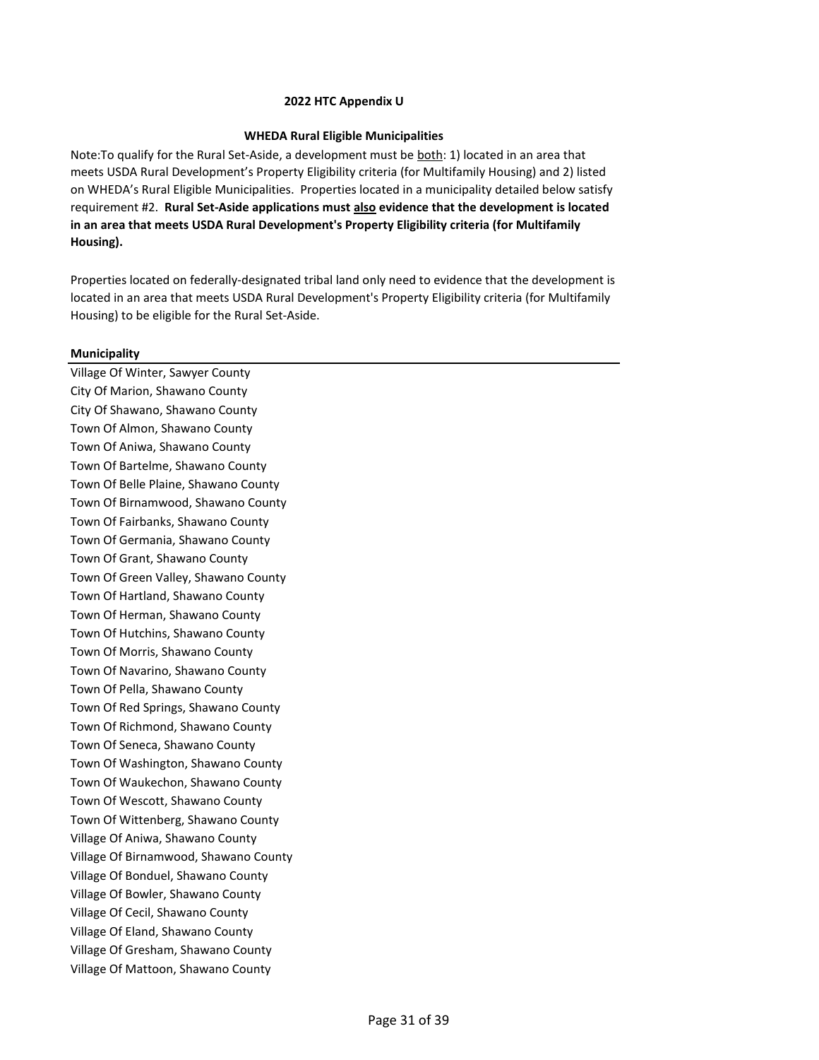**2022 HTC Appendix U**

**WHEDA Rural Eligible Municipalities**

Note:To qualify for the Rural Set-Aside, a development must be both: 1) located in an area that meets USDA Rural Development's Property Eligibility criteria (for Multifamily Housing) and 2) listed on WHEDA's Rural Eligible Municipalities. Properties located in a municipality detailed below satisfy requirement #2. **Rural Set-Aside applications must also evidence that the development is located in an area that meets USDA Rural Development's Property Eligibility criteria (for Multifamily Housing).**

Properties located on federally-designated tribal land only need to evidence that the development is located in an area that meets USDA Rural Development's Property Eligibility criteria (for Multifamily Housing) to be eligible for the Rural Set-Aside.

| Municipality |
|---|
| Village Of Winter, Sawyer County |
| City Of Marion, Shawano County |
| City Of Shawano, Shawano County |
| Town Of Almon, Shawano County |
| Town Of Aniwa, Shawano County |
| Town Of Bartelme, Shawano County |
| Town Of Belle Plaine, Shawano County |
| Town Of Birnamwood, Shawano County |
| Town Of Fairbanks, Shawano County |
| Town Of Germania, Shawano County |
| Town Of Grant, Shawano County |
| Town Of Green Valley, Shawano County |
| Town Of Hartland, Shawano County |
| Town Of Herman, Shawano County |
| Town Of Hutchins, Shawano County |
| Town Of Morris, Shawano County |
| Town Of Navarino, Shawano County |
| Town Of Pella, Shawano County |
| Town Of Red Springs, Shawano County |
| Town Of Richmond, Shawano County |
| Town Of Seneca, Shawano County |
| Town Of Washington, Shawano County |
| Town Of Waukechon, Shawano County |
| Town Of Wescott, Shawano County |
| Town Of Wittenberg, Shawano County |
| Village Of Aniwa, Shawano County |
| Village Of Birnamwood, Shawano County |
| Village Of Bonduel, Shawano County |
| Village Of Bowler, Shawano County |
| Village Of Cecil, Shawano County |
| Village Of Eland, Shawano County |
| Village Of Gresham, Shawano County |
| Village Of Mattoon, Shawano County |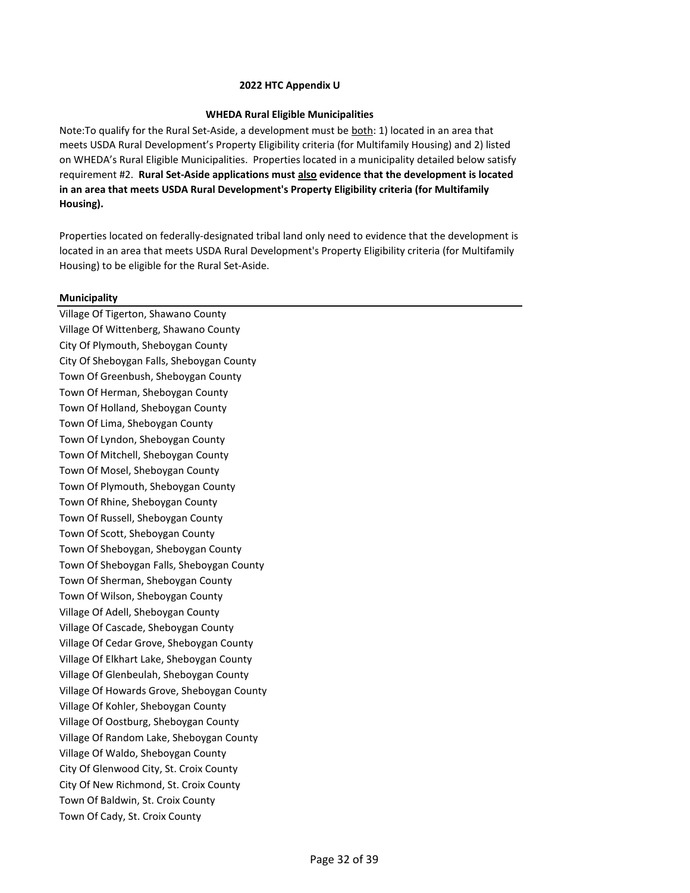**2022 HTC Appendix U**

**WHEDA Rural Eligible Municipalities**

Note:To qualify for the Rural Set-Aside, a development must be both: 1) located in an area that meets USDA Rural Development's Property Eligibility criteria (for Multifamily Housing) and 2) listed on WHEDA's Rural Eligible Municipalities. Properties located in a municipality detailed below satisfy requirement #2. **Rural Set-Aside applications must also evidence that the development is located in an area that meets USDA Rural Development's Property Eligibility criteria (for Multifamily Housing).**

Properties located on federally-designated tribal land only need to evidence that the development is located in an area that meets USDA Rural Development's Property Eligibility criteria (for Multifamily Housing) to be eligible for the Rural Set-Aside.

| Municipality |
|---|
| Village Of Tigerton, Shawano County |
| Village Of Wittenberg, Shawano County |
| City Of Plymouth, Sheboygan County |
| City Of Sheboygan Falls, Sheboygan County |
| Town Of Greenbush, Sheboygan County |
| Town Of Herman, Sheboygan County |
| Town Of Holland, Sheboygan County |
| Town Of Lima, Sheboygan County |
| Town Of Lyndon, Sheboygan County |
| Town Of Mitchell, Sheboygan County |
| Town Of Mosel, Sheboygan County |
| Town Of Plymouth, Sheboygan County |
| Town Of Rhine, Sheboygan County |
| Town Of Russell, Sheboygan County |
| Town Of Scott, Sheboygan County |
| Town Of Sheboygan, Sheboygan County |
| Town Of Sheboygan Falls, Sheboygan County |
| Town Of Sherman, Sheboygan County |
| Town Of Wilson, Sheboygan County |
| Village Of Adell, Sheboygan County |
| Village Of Cascade, Sheboygan County |
| Village Of Cedar Grove, Sheboygan County |
| Village Of Elkhart Lake, Sheboygan County |
| Village Of Glenbeulah, Sheboygan County |
| Village Of Howards Grove, Sheboygan County |
| Village Of Kohler, Sheboygan County |
| Village Of Oostburg, Sheboygan County |
| Village Of Random Lake, Sheboygan County |
| Village Of Waldo, Sheboygan County |
| City Of Glenwood City, St. Croix County |
| City Of New Richmond, St. Croix County |
| Town Of Baldwin, St. Croix County |
| Town Of Cady, St. Croix County |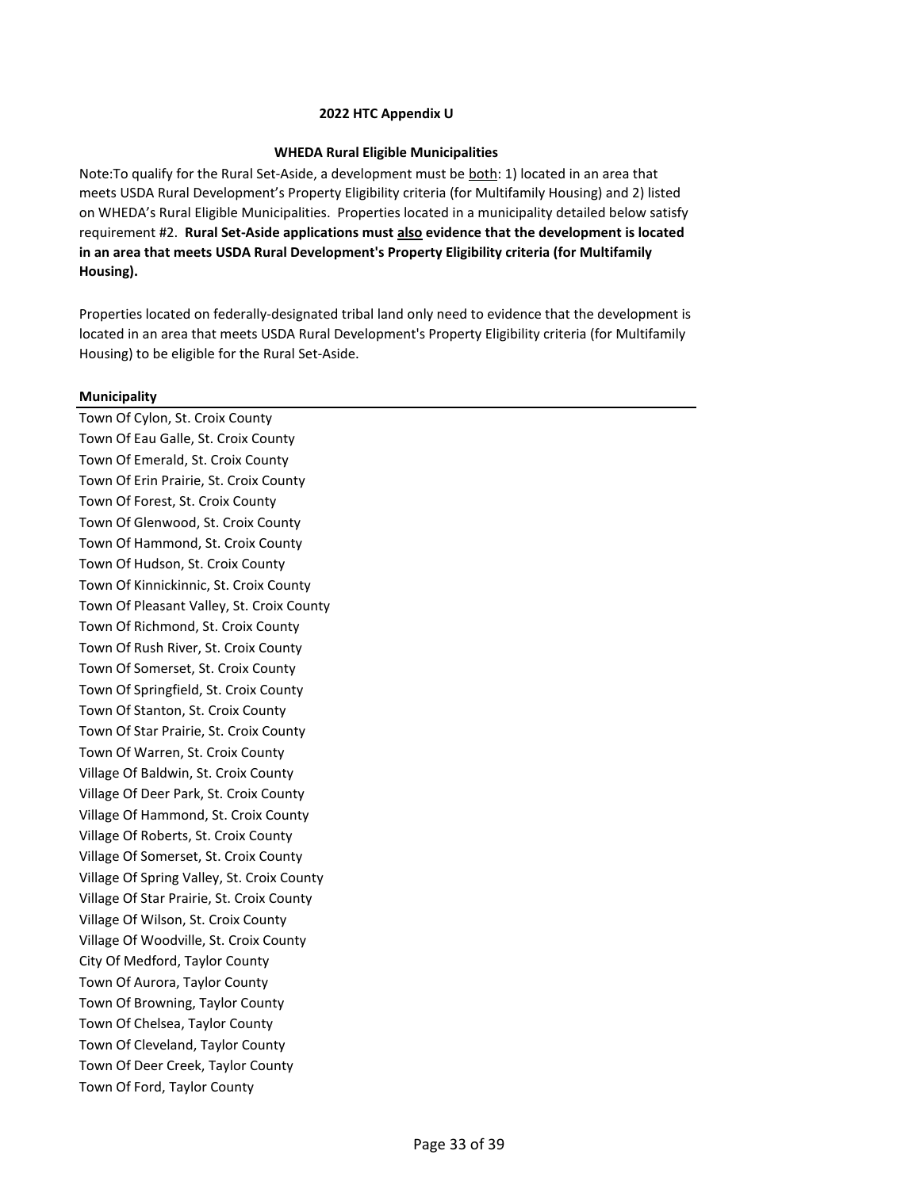**2022 HTC Appendix U**

**WHEDA Rural Eligible Municipalities**

Note:To qualify for the Rural Set-Aside, a development must be both: 1) located in an area that meets USDA Rural Development's Property Eligibility criteria (for Multifamily Housing) and 2) listed on WHEDA's Rural Eligible Municipalities. Properties located in a municipality detailed below satisfy requirement #2. **Rural Set-Aside applications must also evidence that the development is located in an area that meets USDA Rural Development's Property Eligibility criteria (for Multifamily Housing).**

Properties located on federally-designated tribal land only need to evidence that the development is located in an area that meets USDA Rural Development's Property Eligibility criteria (for Multifamily Housing) to be eligible for the Rural Set-Aside.

| **Municipality** |
| --- |
| Town Of Cylon, St. Croix County |
| Town Of Eau Galle, St. Croix County |
| Town Of Emerald, St. Croix County |
| Town Of Erin Prairie, St. Croix County |
| Town Of Forest, St. Croix County |
| Town Of Glenwood, St. Croix County |
| Town Of Hammond, St. Croix County |
| Town Of Hudson, St. Croix County |
| Town Of Kinnickinnic, St. Croix County |
| Town Of Pleasant Valley, St. Croix County |
| Town Of Richmond, St. Croix County |
| Town Of Rush River, St. Croix County |
| Town Of Somerset, St. Croix County |
| Town Of Springfield, St. Croix County |
| Town Of Stanton, St. Croix County |
| Town Of Star Prairie, St. Croix County |
| Town Of Warren, St. Croix County |
| Village Of Baldwin, St. Croix County |
| Village Of Deer Park, St. Croix County |
| Village Of Hammond, St. Croix County |
| Village Of Roberts, St. Croix County |
| Village Of Somerset, St. Croix County |
| Village Of Spring Valley, St. Croix County |
| Village Of Star Prairie, St. Croix County |
| Village Of Wilson, St. Croix County |
| Village Of Woodville, St. Croix County |
| City Of Medford, Taylor County |
| Town Of Aurora, Taylor County |
| Town Of Browning, Taylor County |
| Town Of Chelsea, Taylor County |
| Town Of Cleveland, Taylor County |
| Town Of Deer Creek, Taylor County |
| Town Of Ford, Taylor County |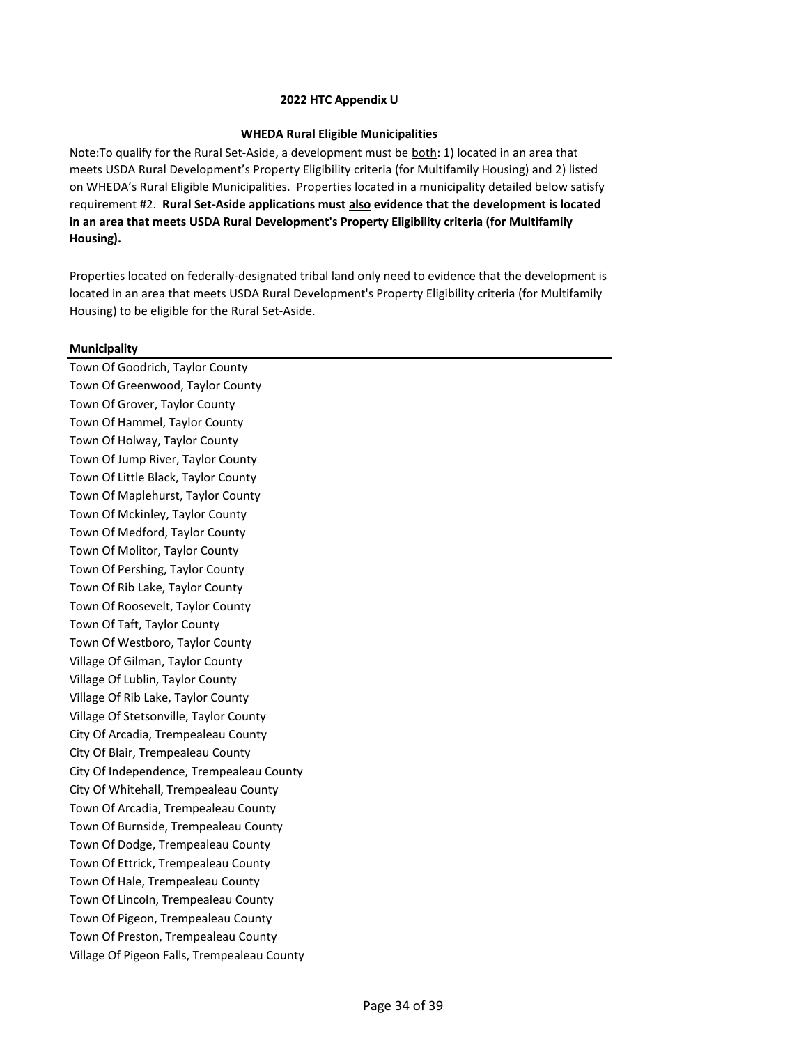**2022 HTC Appendix U**

**WHEDA Rural Eligible Municipalities**

Note:To qualify for the Rural Set-Aside, a development must be <u>both</u>: 1) located in an area that meets USDA Rural Development's Property Eligibility criteria (for Multifamily Housing) and 2) listed on WHEDA's Rural Eligible Municipalities. Properties located in a municipality detailed below satisfy requirement #2. **Rural Set-Aside applications must <u>also</u> evidence that the development is located in an area that meets USDA Rural Development's Property Eligibility criteria (for Multifamily Housing).**

Properties located on federally-designated tribal land only need to evidence that the development is located in an area that meets USDA Rural Development's Property Eligibility criteria (for Multifamily Housing) to be eligible for the Rural Set-Aside.

| **Municipality** |
|---|
| Town Of Goodrich, Taylor County |
| Town Of Greenwood, Taylor County |
| Town Of Grover, Taylor County |
| Town Of Hammel, Taylor County |
| Town Of Holway, Taylor County |
| Town Of Jump River, Taylor County |
| Town Of Little Black, Taylor County |
| Town Of Maplehurst, Taylor County |
| Town Of Mckinley, Taylor County |
| Town Of Medford, Taylor County |
| Town Of Molitor, Taylor County |
| Town Of Pershing, Taylor County |
| Town Of Rib Lake, Taylor County |
| Town Of Roosevelt, Taylor County |
| Town Of Taft, Taylor County |
| Town Of Westboro, Taylor County |
| Village Of Gilman, Taylor County |
| Village Of Lublin, Taylor County |
| Village Of Rib Lake, Taylor County |
| Village Of Stetsonville, Taylor County |
| City Of Arcadia, Trempealeau County |
| City Of Blair, Trempealeau County |
| City Of Independence, Trempealeau County |
| City Of Whitehall, Trempealeau County |
| Town Of Arcadia, Trempealeau County |
| Town Of Burnside, Trempealeau County |
| Town Of Dodge, Trempealeau County |
| Town Of Ettrick, Trempealeau County |
| Town Of Hale, Trempealeau County |
| Town Of Lincoln, Trempealeau County |
| Town Of Pigeon, Trempealeau County |
| Town Of Preston, Trempealeau County |
| Village Of Pigeon Falls, Trempealeau County |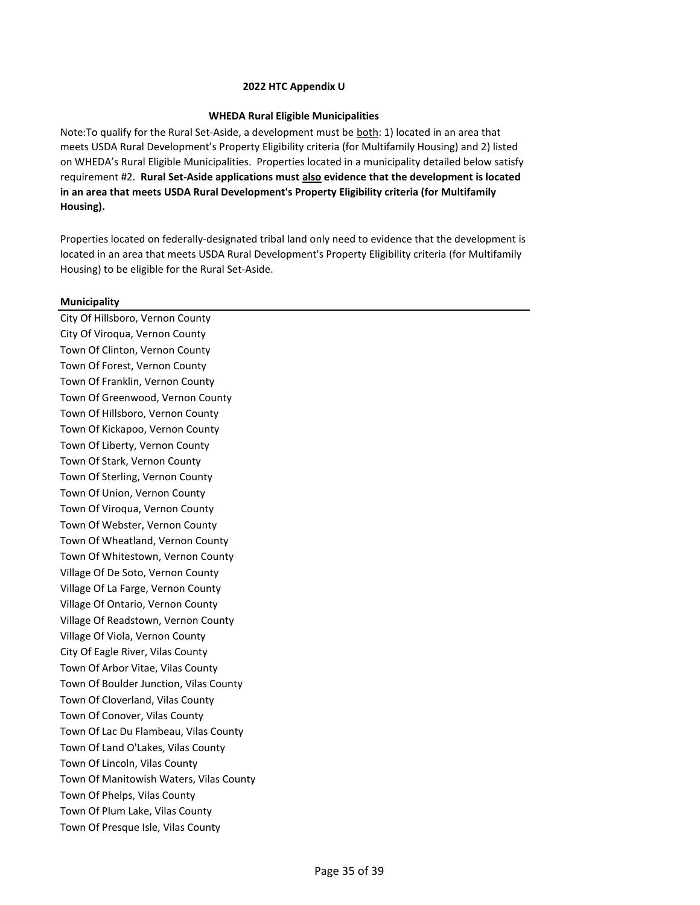**2022 HTC Appendix U**

**WHEDA Rural Eligible Municipalities**

Note:To qualify for the Rural Set-Aside, a development must be both: 1) located in an area that meets USDA Rural Development's Property Eligibility criteria (for Multifamily Housing) and 2) listed on WHEDA's Rural Eligible Municipalities. Properties located in a municipality detailed below satisfy requirement #2. **Rural Set-Aside applications must also evidence that the development is located in an area that meets USDA Rural Development's Property Eligibility criteria (for Multifamily Housing).**

Properties located on federally-designated tribal land only need to evidence that the development is located in an area that meets USDA Rural Development's Property Eligibility criteria (for Multifamily Housing) to be eligible for the Rural Set-Aside.

| Municipality |
|---|
| City Of Hillsboro, Vernon County |
| City Of Viroqua, Vernon County |
| Town Of Clinton, Vernon County |
| Town Of Forest, Vernon County |
| Town Of Franklin, Vernon County |
| Town Of Greenwood, Vernon County |
| Town Of Hillsboro, Vernon County |
| Town Of Kickapoo, Vernon County |
| Town Of Liberty, Vernon County |
| Town Of Stark, Vernon County |
| Town Of Sterling, Vernon County |
| Town Of Union, Vernon County |
| Town Of Viroqua, Vernon County |
| Town Of Webster, Vernon County |
| Town Of Wheatland, Vernon County |
| Town Of Whitestown, Vernon County |
| Village Of De Soto, Vernon County |
| Village Of La Farge, Vernon County |
| Village Of Ontario, Vernon County |
| Village Of Readstown, Vernon County |
| Village Of Viola, Vernon County |
| City Of Eagle River, Vilas County |
| Town Of Arbor Vitae, Vilas County |
| Town Of Boulder Junction, Vilas County |
| Town Of Cloverland, Vilas County |
| Town Of Conover, Vilas County |
| Town Of Lac Du Flambeau, Vilas County |
| Town Of Land O'Lakes, Vilas County |
| Town Of Lincoln, Vilas County |
| Town Of Manitowish Waters, Vilas County |
| Town Of Phelps, Vilas County |
| Town Of Plum Lake, Vilas County |
| Town Of Presque Isle, Vilas County |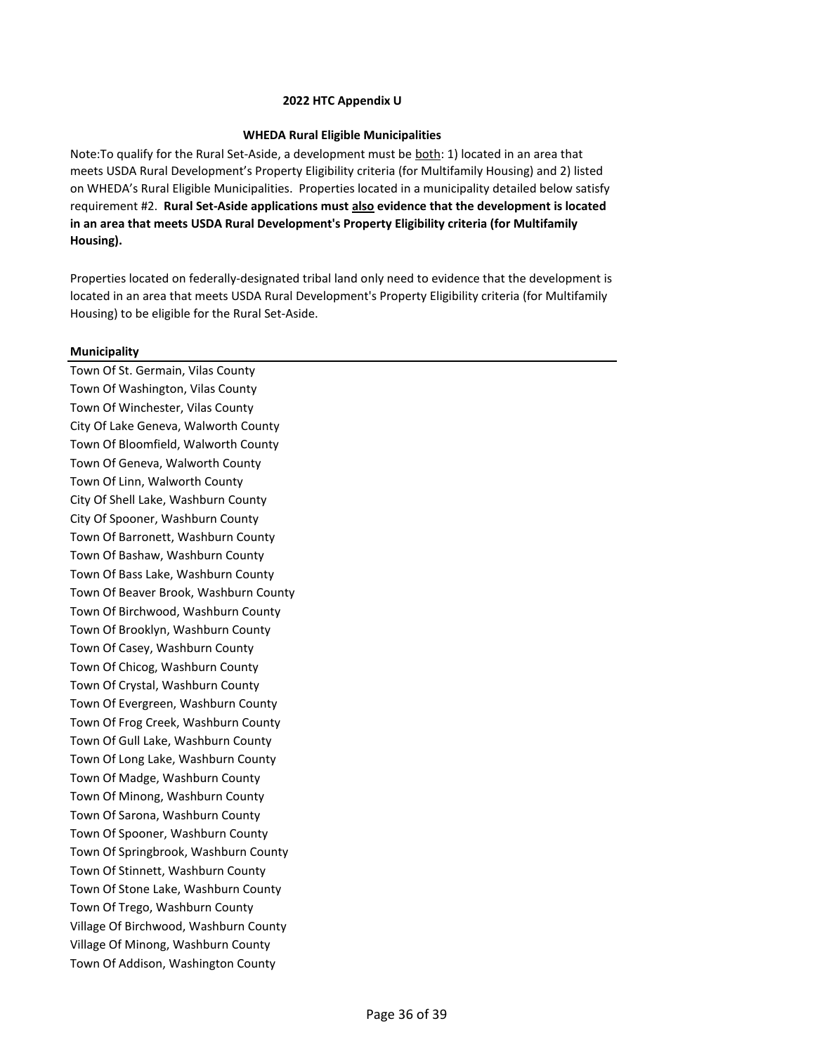**2022 HTC Appendix U**

**WHEDA Rural Eligible Municipalities**

Note:To qualify for the Rural Set-Aside, a development must be <u>both</u>: 1) located in an area that meets USDA Rural Development's Property Eligibility criteria (for Multifamily Housing) and 2) listed on WHEDA's Rural Eligible Municipalities. Properties located in a municipality detailed below satisfy requirement #2. **Rural Set-Aside applications must <u>also</u> evidence that the development is located in an area that meets USDA Rural Development's Property Eligibility criteria (for Multifamily Housing).**

Properties located on federally-designated tribal land only need to evidence that the development is located in an area that meets USDA Rural Development's Property Eligibility criteria (for Multifamily Housing) to be eligible for the Rural Set-Aside.

| **Municipality** |
|---|
| Town Of St. Germain, Vilas County |
| Town Of Washington, Vilas County |
| Town Of Winchester, Vilas County |
| City Of Lake Geneva, Walworth County |
| Town Of Bloomfield, Walworth County |
| Town Of Geneva, Walworth County |
| Town Of Linn, Walworth County |
| City Of Shell Lake, Washburn County |
| City Of Spooner, Washburn County |
| Town Of Barronett, Washburn County |
| Town Of Bashaw, Washburn County |
| Town Of Bass Lake, Washburn County |
| Town Of Beaver Brook, Washburn County |
| Town Of Birchwood, Washburn County |
| Town Of Brooklyn, Washburn County |
| Town Of Casey, Washburn County |
| Town Of Chicog, Washburn County |
| Town Of Crystal, Washburn County |
| Town Of Evergreen, Washburn County |
| Town Of Frog Creek, Washburn County |
| Town Of Gull Lake, Washburn County |
| Town Of Long Lake, Washburn County |
| Town Of Madge, Washburn County |
| Town Of Minong, Washburn County |
| Town Of Sarona, Washburn County |
| Town Of Spooner, Washburn County |
| Town Of Springbrook, Washburn County |
| Town Of Stinnett, Washburn County |
| Town Of Stone Lake, Washburn County |
| Town Of Trego, Washburn County |
| Village Of Birchwood, Washburn County |
| Village Of Minong, Washburn County |
| Town Of Addison, Washington County |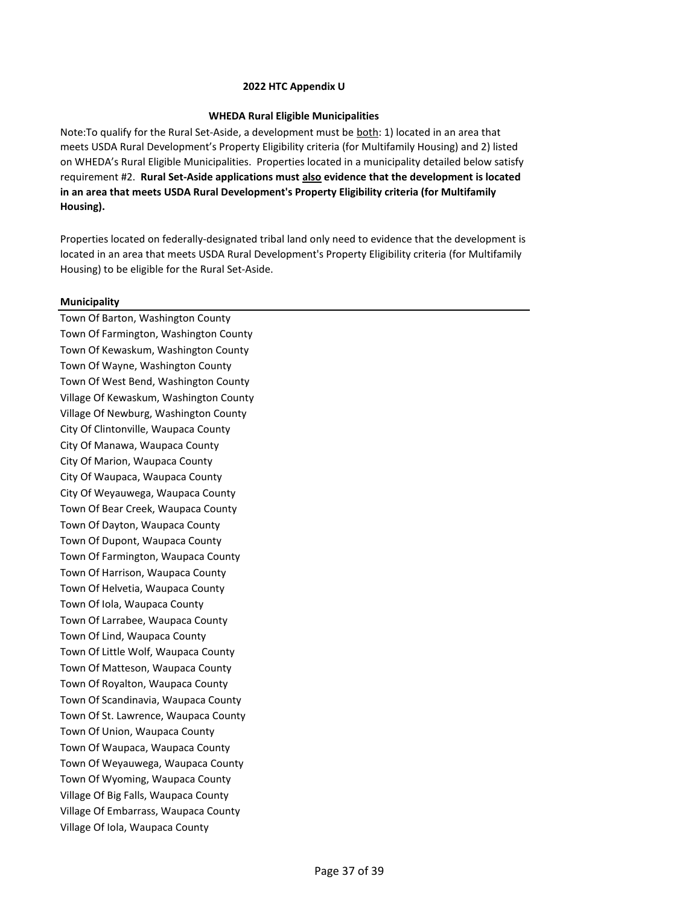**2022 HTC Appendix U**

**WHEDA Rural Eligible Municipalities**

Note:To qualify for the Rural Set-Aside, a development must be <u>both</u>: 1) located in an area that meets USDA Rural Development's Property Eligibility criteria (for Multifamily Housing) and 2) listed on WHEDA's Rural Eligible Municipalities. Properties located in a municipality detailed below satisfy requirement #2. **Rural Set-Aside applications must <u>also</u> evidence that the development is located in an area that meets USDA Rural Development's Property Eligibility criteria (for Multifamily Housing).**

Properties located on federally-designated tribal land only need to evidence that the development is located in an area that meets USDA Rural Development's Property Eligibility criteria (for Multifamily Housing) to be eligible for the Rural Set-Aside.

| Municipality |
|---|
| Town Of Barton, Washington County |
| Town Of Farmington, Washington County |
| Town Of Kewaskum, Washington County |
| Town Of Wayne, Washington County |
| Town Of West Bend, Washington County |
| Village Of Kewaskum, Washington County |
| Village Of Newburg, Washington County |
| City Of Clintonville, Waupaca County |
| City Of Manawa, Waupaca County |
| City Of Marion, Waupaca County |
| City Of Waupaca, Waupaca County |
| City Of Weyauwega, Waupaca County |
| Town Of Bear Creek, Waupaca County |
| Town Of Dayton, Waupaca County |
| Town Of Dupont, Waupaca County |
| Town Of Farmington, Waupaca County |
| Town Of Harrison, Waupaca County |
| Town Of Helvetia, Waupaca County |
| Town Of Iola, Waupaca County |
| Town Of Larrabee, Waupaca County |
| Town Of Lind, Waupaca County |
| Town Of Little Wolf, Waupaca County |
| Town Of Matteson, Waupaca County |
| Town Of Royalton, Waupaca County |
| Town Of Scandinavia, Waupaca County |
| Town Of St. Lawrence, Waupaca County |
| Town Of Union, Waupaca County |
| Town Of Waupaca, Waupaca County |
| Town Of Weyauwega, Waupaca County |
| Town Of Wyoming, Waupaca County |
| Village Of Big Falls, Waupaca County |
| Village Of Embarrass, Waupaca County |
| Village Of Iola, Waupaca County |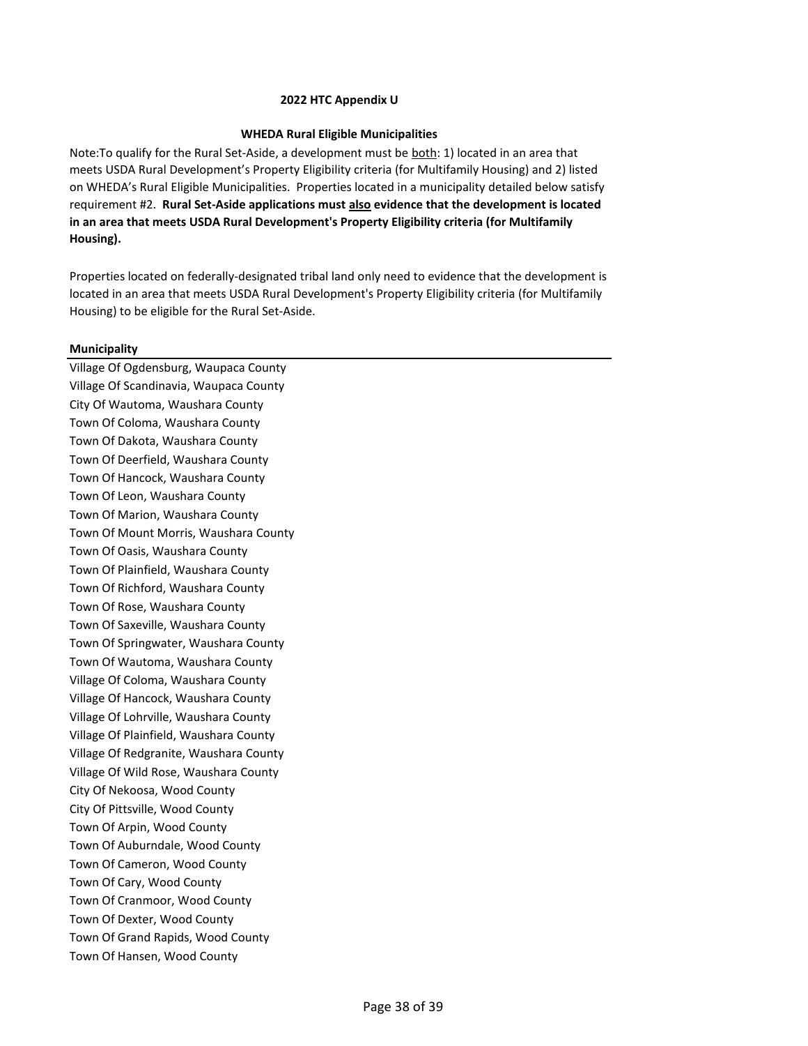**2022 HTC Appendix U**

**WHEDA Rural Eligible Municipalities**

Note:To qualify for the Rural Set-Aside, a development must be both: 1) located in an area that meets USDA Rural Development's Property Eligibility criteria (for Multifamily Housing) and 2) listed on WHEDA's Rural Eligible Municipalities. Properties located in a municipality detailed below satisfy requirement #2. **Rural Set-Aside applications must also evidence that the development is located in an area that meets USDA Rural Development's Property Eligibility criteria (for Multifamily Housing).**

Properties located on federally-designated tribal land only need to evidence that the development is located in an area that meets USDA Rural Development's Property Eligibility criteria (for Multifamily Housing) to be eligible for the Rural Set-Aside.

| Municipality |
|---|
| Village Of Ogdensburg, Waupaca County |
| Village Of Scandinavia, Waupaca County |
| City Of Wautoma, Waushara County |
| Town Of Coloma, Waushara County |
| Town Of Dakota, Waushara County |
| Town Of Deerfield, Waushara County |
| Town Of Hancock, Waushara County |
| Town Of Leon, Waushara County |
| Town Of Marion, Waushara County |
| Town Of Mount Morris, Waushara County |
| Town Of Oasis, Waushara County |
| Town Of Plainfield, Waushara County |
| Town Of Richford, Waushara County |
| Town Of Rose, Waushara County |
| Town Of Saxeville, Waushara County |
| Town Of Springwater, Waushara County |
| Town Of Wautoma, Waushara County |
| Village Of Coloma, Waushara County |
| Village Of Hancock, Waushara County |
| Village Of Lohrville, Waushara County |
| Village Of Plainfield, Waushara County |
| Village Of Redgranite, Waushara County |
| Village Of Wild Rose, Waushara County |
| City Of Nekoosa, Wood County |
| City Of Pittsville, Wood County |
| Town Of Arpin, Wood County |
| Town Of Auburndale, Wood County |
| Town Of Cameron, Wood County |
| Town Of Cary, Wood County |
| Town Of Cranmoor, Wood County |
| Town Of Dexter, Wood County |
| Town Of Grand Rapids, Wood County |
| Town Of Hansen, Wood County |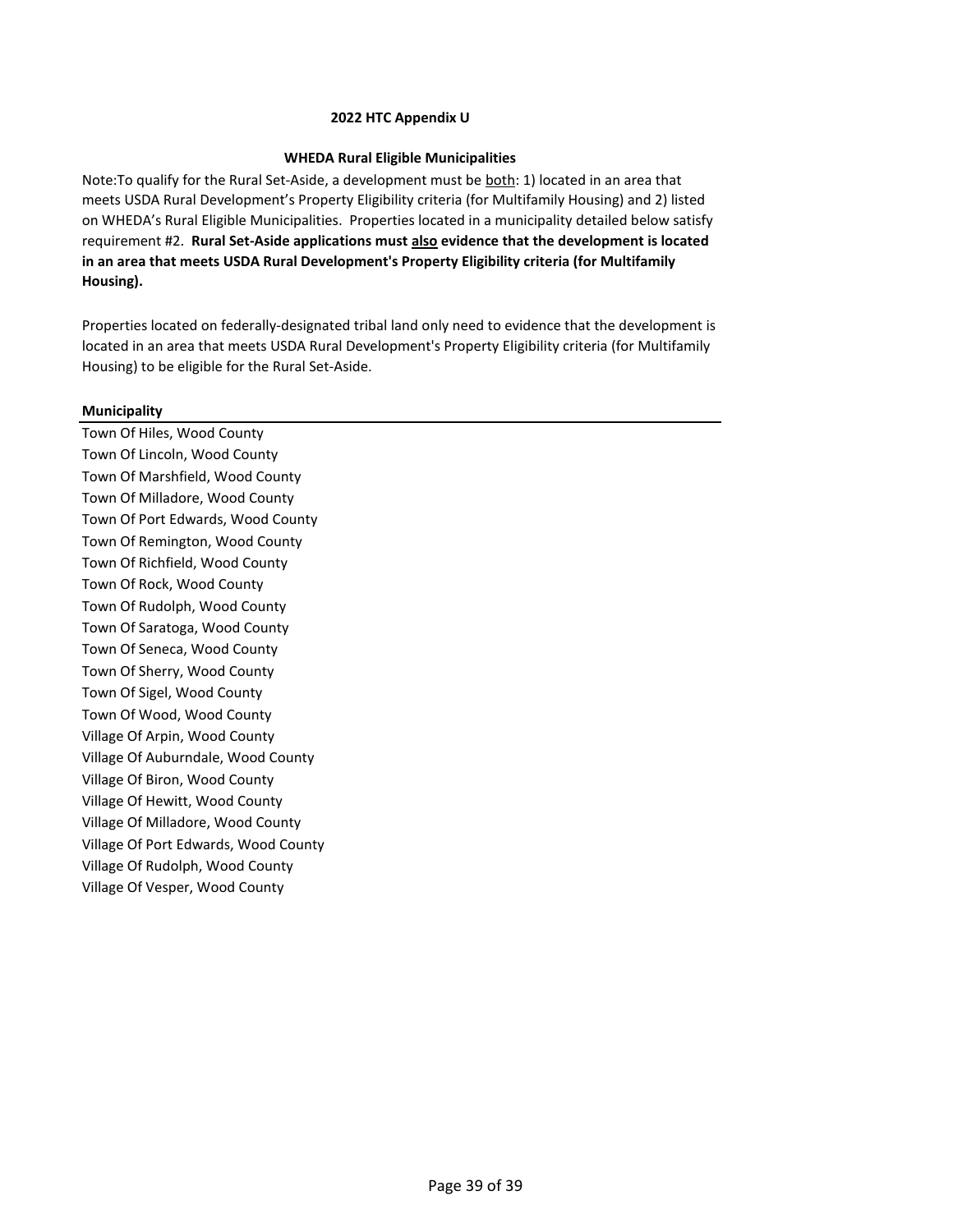## 2022 HTC Appendix U

### WHEDA Rural Eligible Municipalities

Note:To qualify for the Rural Set-Aside, a development must be <u>both</u>: 1) located in an area that meets USDA Rural Development's Property Eligibility criteria (for Multifamily Housing) and 2) listed on WHEDA's Rural Eligible Municipalities. Properties located in a municipality detailed below satisfy requirement #2. **Rural Set-Aside applications must <u>also</u> evidence that the development is located in an area that meets USDA Rural Development's Property Eligibility criteria (for Multifamily Housing).**

Properties located on federally-designated tribal land only need to evidence that the development is located in an area that meets USDA Rural Development's Property Eligibility criteria (for Multifamily Housing) to be eligible for the Rural Set-Aside.

| Municipality |
|---|
| Town Of Hiles, Wood County |
| Town Of Lincoln, Wood County |
| Town Of Marshfield, Wood County |
| Town Of Milladore, Wood County |
| Town Of Port Edwards, Wood County |
| Town Of Remington, Wood County |
| Town Of Richfield, Wood County |
| Town Of Rock, Wood County |
| Town Of Rudolph, Wood County |
| Town Of Saratoga, Wood County |
| Town Of Seneca, Wood County |
| Town Of Sherry, Wood County |
| Town Of Sigel, Wood County |
| Town Of Wood, Wood County |
| Village Of Arpin, Wood County |
| Village Of Auburndale, Wood County |
| Village Of Biron, Wood County |
| Village Of Hewitt, Wood County |
| Village Of Milladore, Wood County |
| Village Of Port Edwards, Wood County |
| Village Of Rudolph, Wood County |
| Village Of Vesper, Wood County |